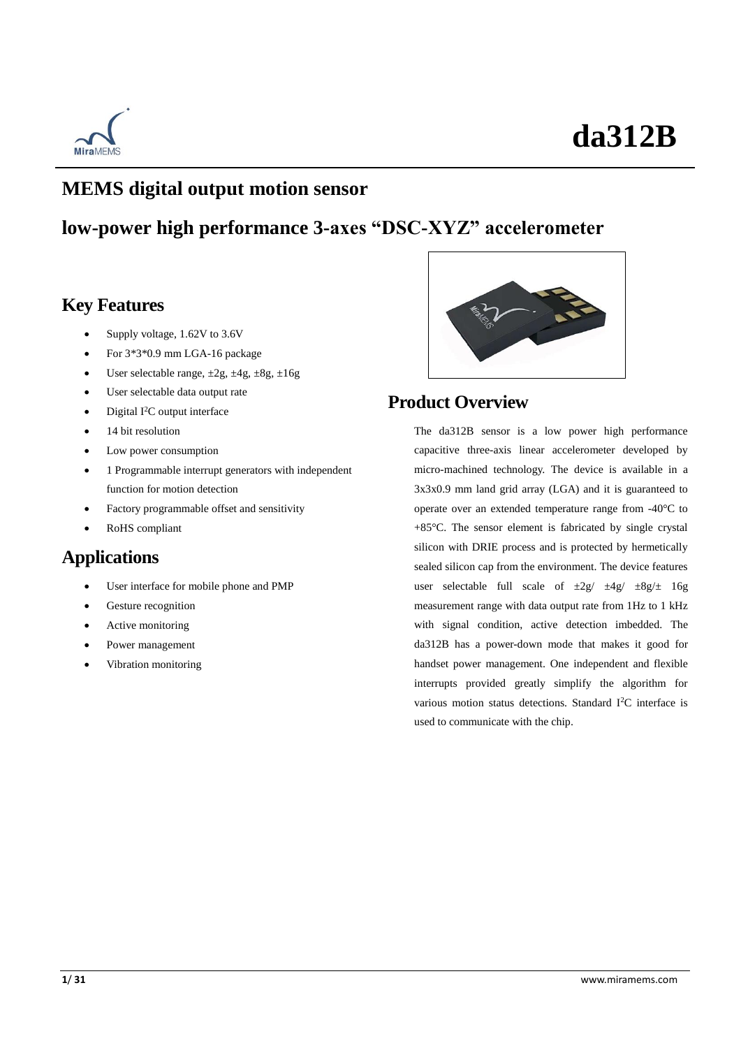# da312B

## MEMS digital output motion sensor

## low-power high performance 3-axes "DSC-XYZ" accelerometer

## Key Features

- Supply voltage, 1.62V to 3.6V
- For 3*3*0.9 mm LGA-16 package
- User selectable range, ±2g, ±4g, ±8g, ±16g
- User selectable data output rate
- Digital I²C output interface
- 14 bit resolution
- Low power consumption
- 1 Programmable interrupt generators with independent function for motion detection
- Factory programmable offset and sensitivity
- RoHS compliant

## Applications

- User interface for mobile phone and PMP
- Gesture recognition
- Active monitoring
- Power management
- Vibration monitoring

## Product Overview

The da312B sensor is a low power high performance capacitive three-axis linear accelerometer developed by micro-machined technology. The device is available in a 3x3x0.9 mm land grid array (LGA) and it is guaranteed to operate over an extended temperature range from -40°C to +85°C. The sensor element is fabricated by single crystal silicon with DRIE process and is protected by hermetically sealed silicon cap from the environment. The device features user selectable full scale of ±2g/ ±4g/ ±8g/± 16g measurement range with data output rate from 1Hz to 1 kHz with signal condition, active detection imbedded. The da312B has a power-down mode that makes it good for handset power management. One independent and flexible interrupts provided greatly simplify the algorithm for various motion status detections. Standard I²C interface is used to communicate with the chip.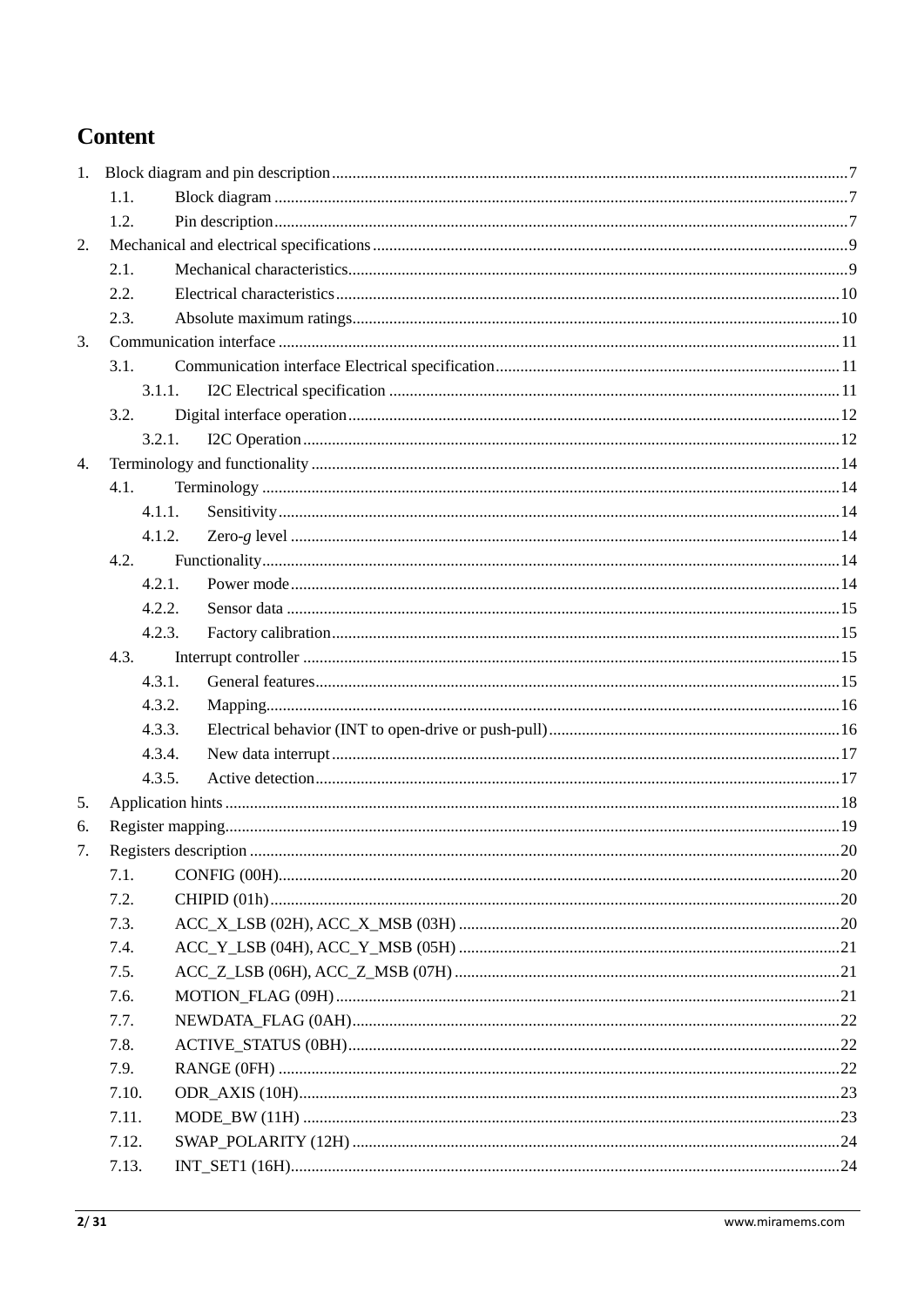# Content

1. Block diagram and pin description .......... 7
   - 1.1. Block diagram .......... 7
   - 1.2. Pin description .......... 7
2. Mechanical and electrical specifications .......... 9
   - 2.1. Mechanical characteristics .......... 9
   - 2.2. Electrical characteristics .......... 10
   - 2.3. Absolute maximum ratings .......... 10
3. Communication interface .......... 11
   - 3.1. Communication interface Electrical specification .......... 11
     - 3.1.1. I2C Electrical specification .......... 11
   - 3.2. Digital interface operation .......... 12
     - 3.2.1. I2C Operation .......... 12
4. Terminology and functionality .......... 14
   - 4.1. Terminology .......... 14
     - 4.1.1. Sensitivity .......... 14
     - 4.1.2. Zero-*g* level .......... 14
   - 4.2. Functionality .......... 14
     - 4.2.1. Power mode .......... 14
     - 4.2.2. Sensor data .......... 15
     - 4.2.3. Factory calibration .......... 15
   - 4.3. Interrupt controller .......... 15
     - 4.3.1. General features .......... 15
     - 4.3.2. Mapping .......... 16
     - 4.3.3. Electrical behavior (INT to open-drive or push-pull) .......... 16
     - 4.3.4. New data interrupt .......... 17
     - 4.3.5. Active detection .......... 17
5. Application hints .......... 18
6. Register mapping .......... 19
7. Registers description .......... 20
   - 7.1. CONFIG (00H) .......... 20
   - 7.2. CHIPID (01h) .......... 20
   - 7.3. ACC_X_LSB (02H), ACC_X_MSB (03H) .......... 20
   - 7.4. ACC_Y_LSB (04H), ACC_Y_MSB (05H) .......... 21
   - 7.5. ACC_Z_LSB (06H), ACC_Z_MSB (07H) .......... 21
   - 7.6. MOTION_FLAG (09H) .......... 21
   - 7.7. NEWDATA_FLAG (0AH) .......... 22
   - 7.8. ACTIVE_STATUS (0BH) .......... 22
   - 7.9. RANGE (0FH) .......... 22
   - 7.10. ODR_AXIS (10H) .......... 23
   - 7.11. MODE_BW (11H) .......... 23
   - 7.12. SWAP_POLARITY (12H) .......... 24
   - 7.13. INT_SET1 (16H) .......... 24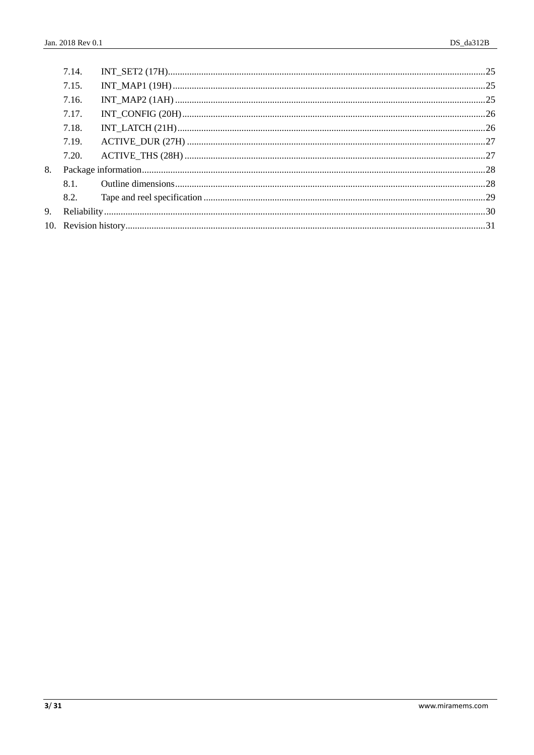- 7.14. INT_SET2 (17H)....25
- 7.15. INT_MAP1 (19H)....25
- 7.16. INT_MAP2 (1AH)....25
- 7.17. INT_CONFIG (20H)....26
- 7.18. INT_LATCH (21H)....26
- 7.19. ACTIVE_DUR (27H)....27
- 7.20. ACTIVE_THS (28H)....27

8. Package information....28
   - 8.1. Outline dimensions....28
   - 8.2. Tape and reel specification....29

9. Reliability....30

10. Revision history....31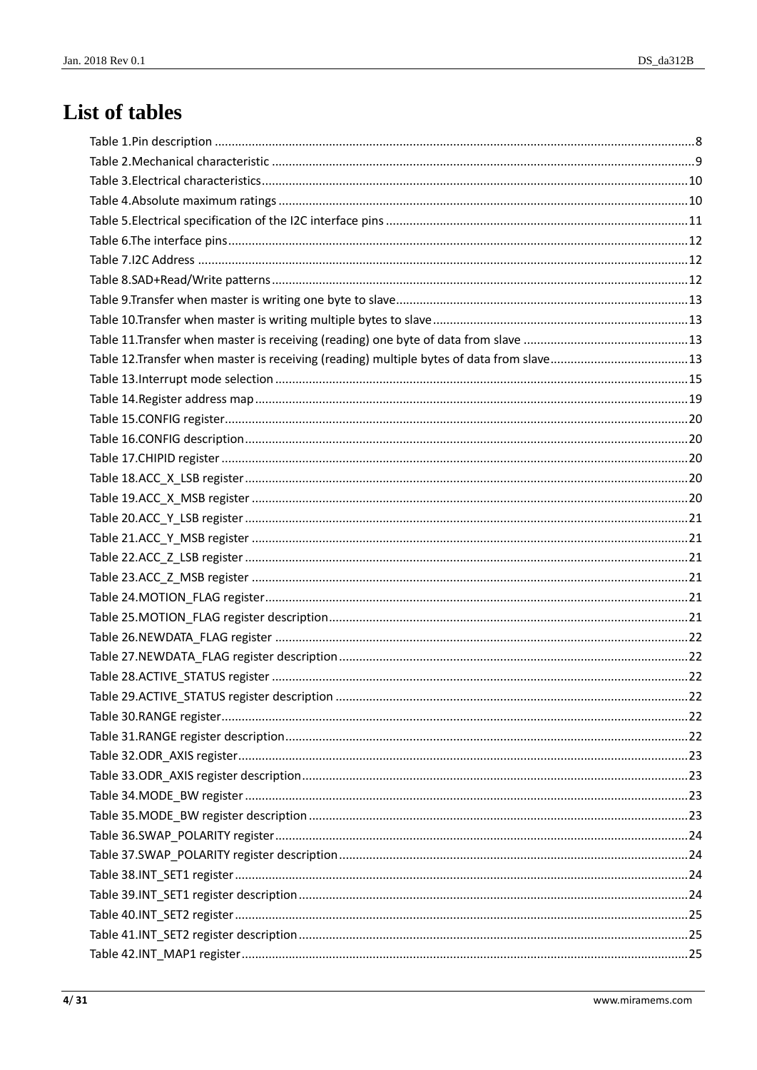# List of tables

Table 1.Pin description ....................................................................................................................................8
Table 2.Mechanical characteristic ....................................................................................................................9
Table 3.Electrical characteristics.....................................................................................................................10
Table 4.Absolute maximum ratings ................................................................................................................10
Table 5.Electrical specification of the I2C interface pins .................................................................................11
Table 6.The interface pins...............................................................................................................................12
Table 7.I2C Address ........................................................................................................................................12
Table 8.SAD+Read/Write patterns..................................................................................................................12
Table 9.Transfer when master is writing one byte to slave..............................................................................13
Table 10.Transfer when master is writing multiple bytes to slave...................................................................13
Table 11.Transfer when master is receiving (reading) one byte of data from slave ........................................13
Table 12.Transfer when master is receiving (reading) multiple bytes of data from slave.................................13
Table 13.Interrupt mode selection .................................................................................................................15
Table 14.Register address map.......................................................................................................................19
Table 15.CONFIG register................................................................................................................................20
Table 16.CONFIG description..........................................................................................................................20
Table 17.CHIPID register .................................................................................................................................20
Table 18.ACC_X_LSB register..........................................................................................................................20
Table 19.ACC_X_MSB register ........................................................................................................................20
Table 20.ACC_Y_LSB register..........................................................................................................................21
Table 21.ACC_Y_MSB register ........................................................................................................................21
Table 22.ACC_Z_LSB register..........................................................................................................................21
Table 23.ACC_Z_MSB register ........................................................................................................................21
Table 24.MOTION_FLAG register....................................................................................................................21
Table 25.MOTION_FLAG register description..................................................................................................21
Table 26.NEWDATA_FLAG register .................................................................................................................22
Table 27.NEWDATA_FLAG register description...............................................................................................22
Table 28.ACTIVE_STATUS register ..................................................................................................................22
Table 29.ACTIVE_STATUS register description ................................................................................................22
Table 30.RANGE register.................................................................................................................................22
Table 31.RANGE register description..............................................................................................................22
Table 32.ODR_AXIS register............................................................................................................................23
Table 33.ODR_AXIS register description.........................................................................................................23
Table 34.MODE_BW register ..........................................................................................................................23
Table 35.MODE_BW register description .......................................................................................................23
Table 36.SWAP_POLARITY register.................................................................................................................24
Table 37.SWAP_POLARITY register description..............................................................................................24
Table 38.INT_SET1 register.............................................................................................................................24
Table 39.INT_SET1 register description..........................................................................................................24
Table 40.INT_SET2 register.............................................................................................................................25
Table 41.INT_SET2 register description..........................................................................................................25
Table 42.INT_MAP1 register...........................................................................................................................25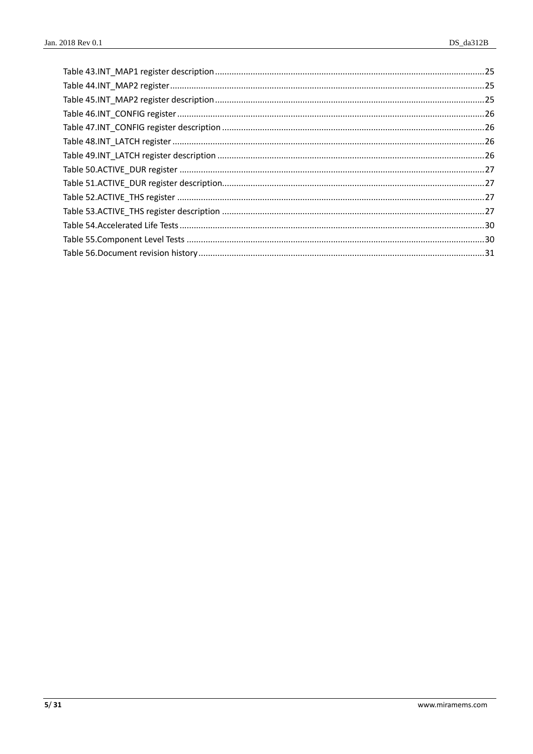Table 43.INT_MAP1 register description ....................................................................................................................25
Table 44.INT_MAP2 register......................................................................................................................................25
Table 45.INT_MAP2 register description ....................................................................................................................25
Table 46.INT_CONFIG register ..................................................................................................................................26
Table 47.INT_CONFIG register description ................................................................................................................26
Table 48.INT_LATCH register ....................................................................................................................................26
Table 49.INT_LATCH register description ..................................................................................................................26
Table 50.ACTIVE_DUR register ..................................................................................................................................27
Table 51.ACTIVE_DUR register description................................................................................................................27
Table 52.ACTIVE_THS register ..................................................................................................................................27
Table 53.ACTIVE_THS register description ................................................................................................................27
Table 54.Accelerated Life Tests ..................................................................................................................................30
Table 55.Component Level Tests ................................................................................................................................30
Table 56.Document revision history ...........................................................................................................................31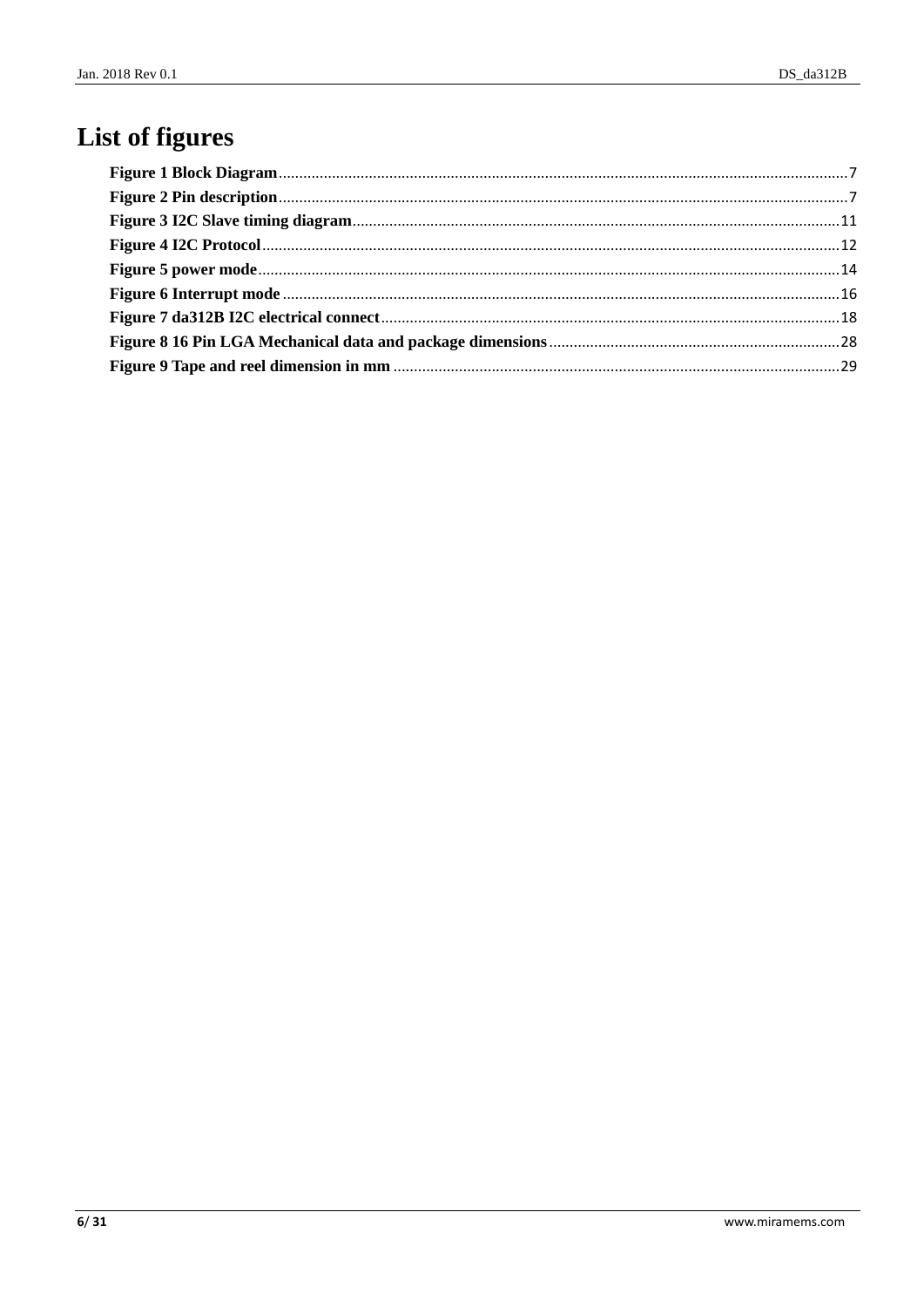# List of figures

**Figure 1 Block Diagram**.......................................................................................................................................7
**Figure 2 Pin description**.......................................................................................................................................7
**Figure 3 I2C Slave timing diagram**....................................................................................................................11
**Figure 4 I2C Protocol**..........................................................................................................................................12
**Figure 5 power mode**..........................................................................................................................................14
**Figure 6 Interrupt mode**.....................................................................................................................................16
**Figure 7 da312B I2C electrical connect**.............................................................................................................18
**Figure 8 16 Pin LGA Mechanical data and package dimensions**.....................................................................28
**Figure 9 Tape and reel dimension in mm**..........................................................................................................29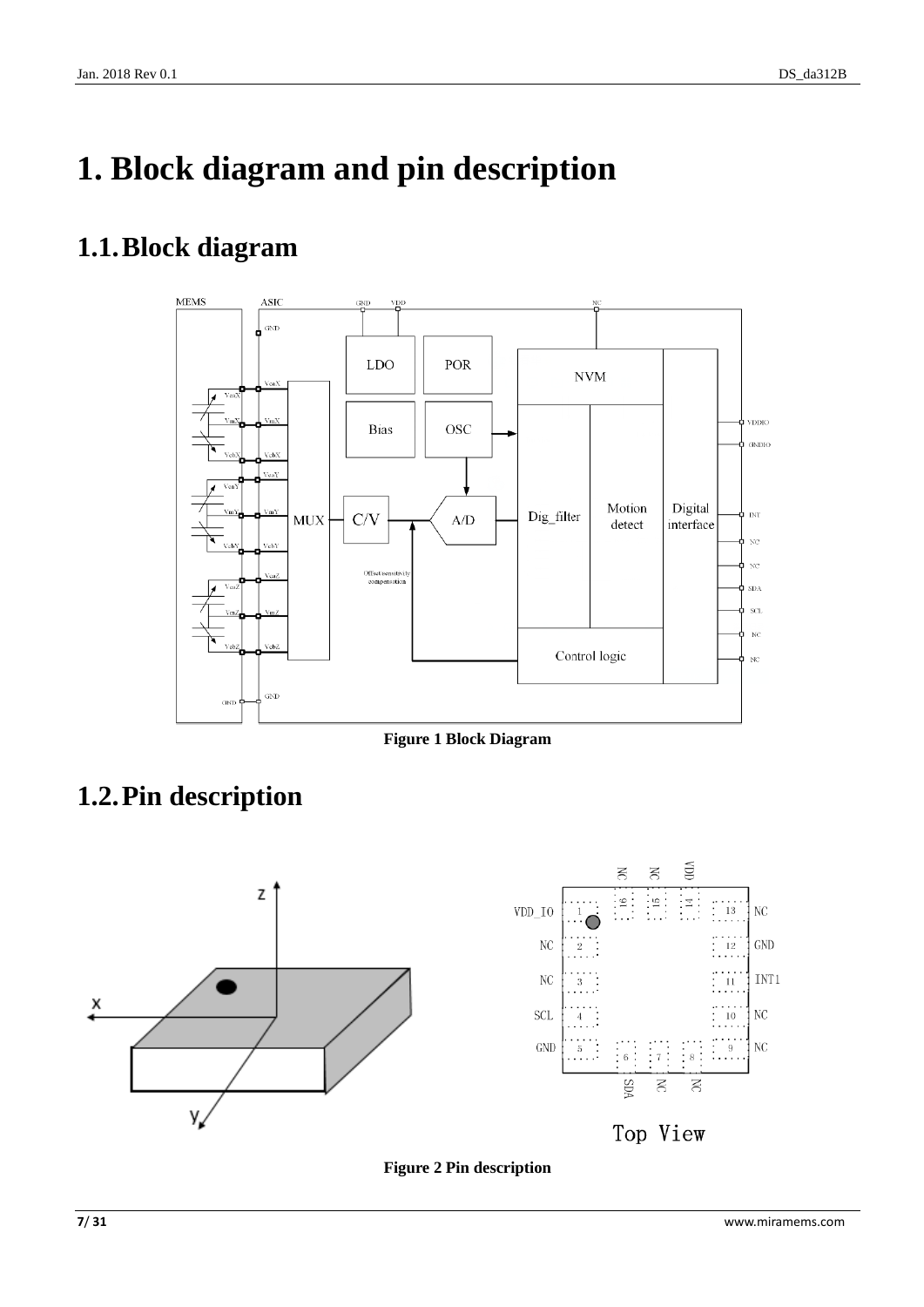# 1. Block diagram and pin description

## 1.1. Block diagram

Figure 1 Block Diagram

## 1.2. Pin description

Figure 2 Pin description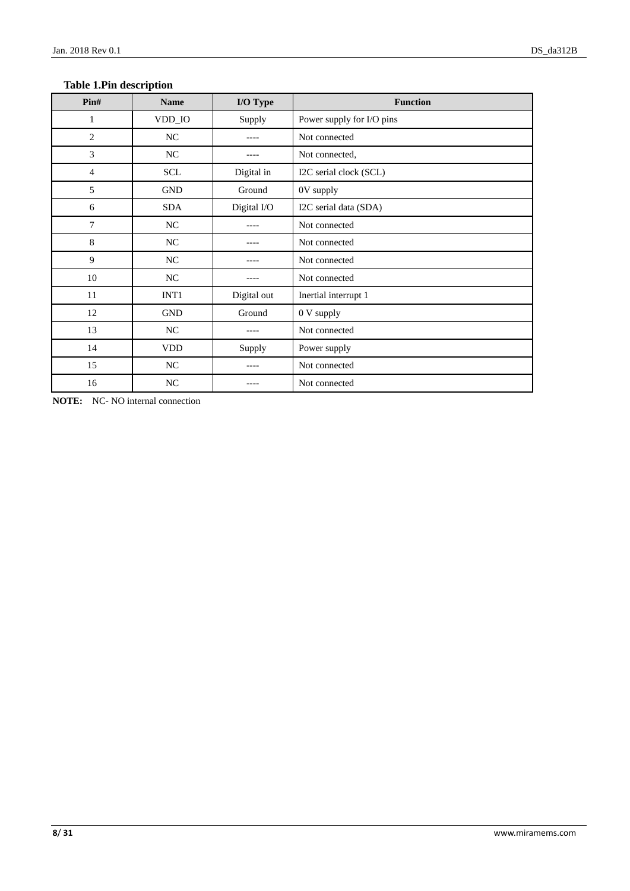**Table 1.Pin description**

| Pin# | Name | I/O Type | Function |
|---|---|---|---|
| 1 | VDD_IO | Supply | Power supply for I/O pins |
| 2 | NC | ---- | Not connected |
| 3 | NC | ---- | Not connected, |
| 4 | SCL | Digital in | I2C serial clock (SCL) |
| 5 | GND | Ground | 0V supply |
| 6 | SDA | Digital I/O | I2C serial data (SDA) |
| 7 | NC | ---- | Not connected |
| 8 | NC | ---- | Not connected |
| 9 | NC | ---- | Not connected |
| 10 | NC | ---- | Not connected |
| 11 | INT1 | Digital out | Inertial interrupt 1 |
| 12 | GND | Ground | 0 V supply |
| 13 | NC | ---- | Not connected |
| 14 | VDD | Supply | Power supply |
| 15 | NC | ---- | Not connected |
| 16 | NC | ---- | Not connected |

**NOTE:** NC- NO internal connection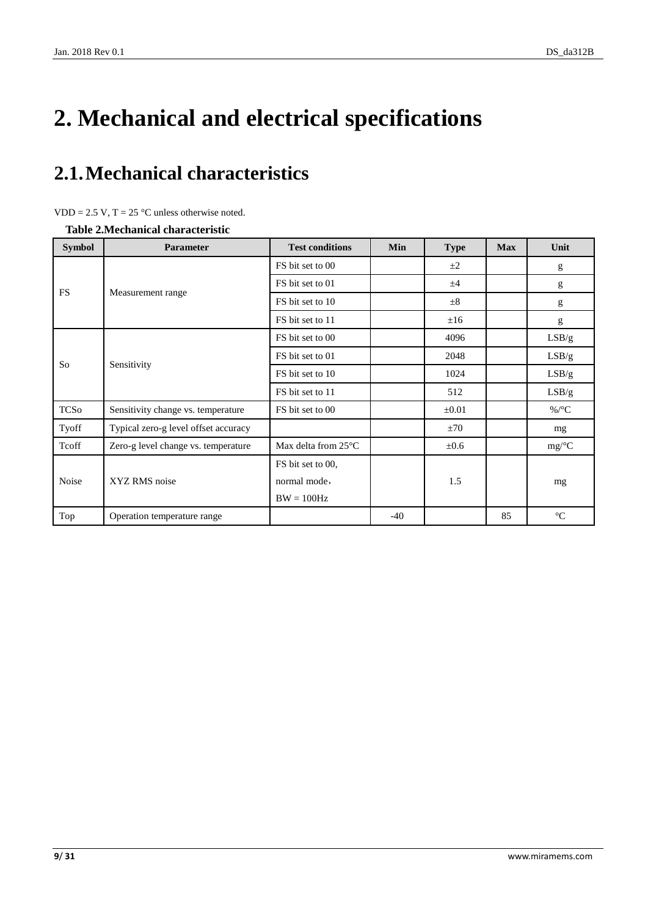# 2. Mechanical and electrical specifications

## 2.1. Mechanical characteristics

VDD = 2.5 V, T = 25 °C unless otherwise noted.

**Table 2.Mechanical characteristic**

| Symbol | Parameter | Test conditions | Min | Type | Max | Unit |
|---|---|---|---|---|---|---|
| FS | Measurement range | FS bit set to 00 | | ±2 | | g |
| | | FS bit set to 01 | | ±4 | | g |
| | | FS bit set to 10 | | ±8 | | g |
| | | FS bit set to 11 | | ±16 | | g |
| So | Sensitivity | FS bit set to 00 | | 4096 | | LSB/g |
| | | FS bit set to 01 | | 2048 | | LSB/g |
| | | FS bit set to 10 | | 1024 | | LSB/g |
| | | FS bit set to 11 | | 512 | | LSB/g |
| TCSo | Sensitivity change vs. temperature | FS bit set to 00 | | ±0.01 | | %/°C |
| Tyoff | Typical zero-g level offset accuracy | | | ±70 | | mg |
| Tcoff | Zero-g level change vs. temperature | Max delta from 25°C | | ±0.6 | | mg/°C |
| Noise | XYZ RMS noise | FS bit set to 00, normal mode, BW = 100Hz | | 1.5 | | mg |
| Top | Operation temperature range | | -40 | | 85 | °C |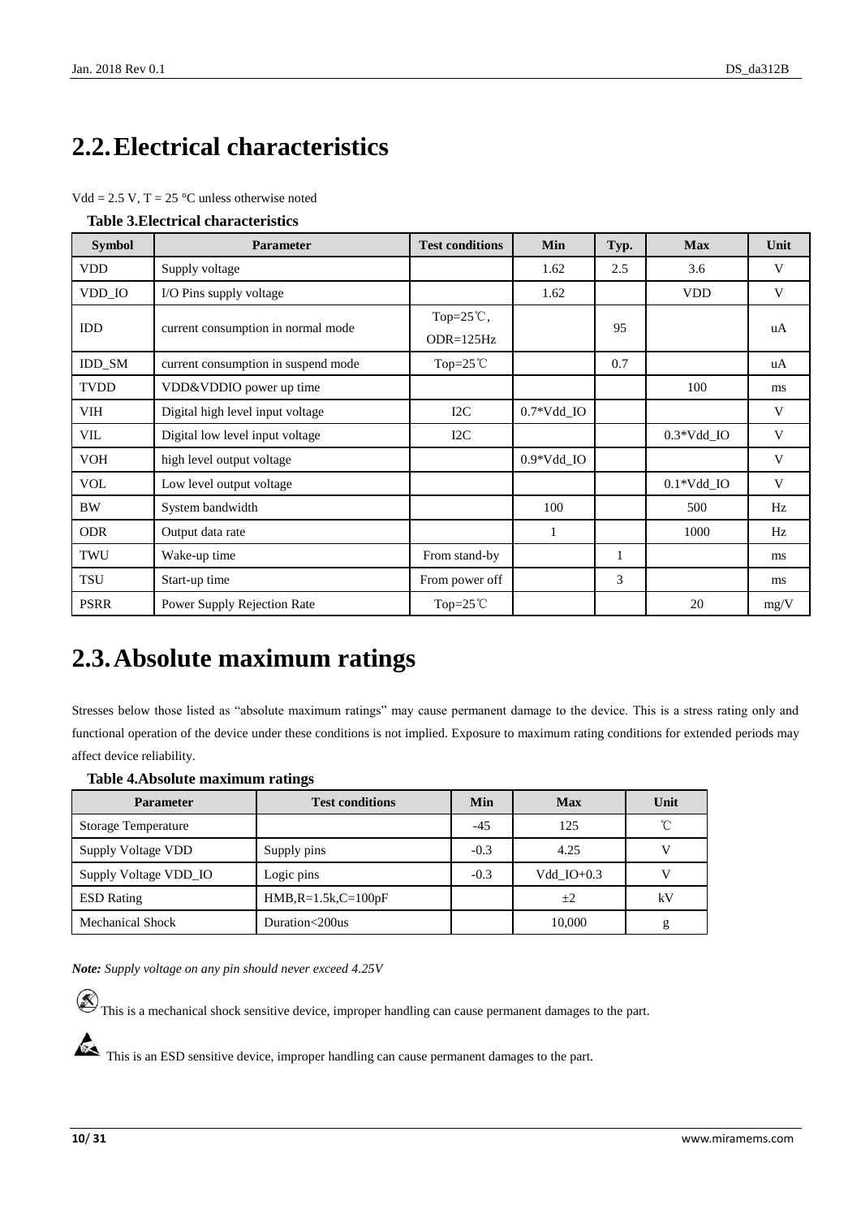## 2.2. Electrical characteristics

Vdd = 2.5 V, T = 25 °C unless otherwise noted

**Table 3.Electrical characteristics**

| Symbol | Parameter | Test conditions | Min | Typ. | Max | Unit |
|---|---|---|---|---|---|---|
| VDD | Supply voltage | | 1.62 | 2.5 | 3.6 | V |
| VDD_IO | I/O Pins supply voltage | | 1.62 | | VDD | V |
| IDD | current consumption in normal mode | Top=25℃, ODR=125Hz | | 95 | | uA |
| IDD_SM | current consumption in suspend mode | Top=25℃ | | 0.7 | | uA |
| TVDD | VDD&VDDIO power up time | | | | 100 | ms |
| VIH | Digital high level input voltage | I2C | 0.7*Vdd_IO | | | V |
| VIL | Digital low level input voltage | I2C | | | 0.3*Vdd_IO | V |
| VOH | high level output voltage | | 0.9*Vdd_IO | | | V |
| VOL | Low level output voltage | | | | 0.1*Vdd_IO | V |
| BW | System bandwidth | | 100 | | 500 | Hz |
| ODR | Output data rate | | 1 | | 1000 | Hz |
| TWU | Wake-up time | From stand-by | | 1 | | ms |
| TSU | Start-up time | From power off | | 3 | | ms |
| PSRR | Power Supply Rejection Rate | Top=25℃ | | | 20 | mg/V |

## 2.3. Absolute maximum ratings

Stresses below those listed as "absolute maximum ratings" may cause permanent damage to the device. This is a stress rating only and functional operation of the device under these conditions is not implied. Exposure to maximum rating conditions for extended periods may affect device reliability.

**Table 4.Absolute maximum ratings**

| Parameter | Test conditions | Min | Max | Unit |
|---|---|---|---|---|
| Storage Temperature | | -45 | 125 | ℃ |
| Supply Voltage VDD | Supply pins | -0.3 | 4.25 | V |
| Supply Voltage VDD_IO | Logic pins | -0.3 | Vdd_IO+0.3 | V |
| ESD Rating | HMB,R=1.5k,C=100pF | | ±2 | kV |
| Mechanical Shock | Duration<200us | | 10,000 | g |

***Note:*** *Supply voltage on any pin should never exceed 4.25V*

This is a mechanical shock sensitive device, improper handling can cause permanent damages to the part.

This is an ESD sensitive device, improper handling can cause permanent damages to the part.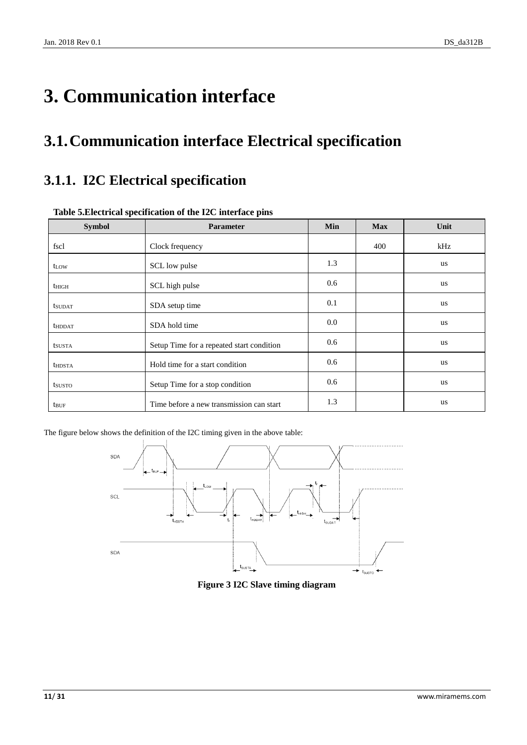# 3. Communication interface

## 3.1. Communication interface Electrical specification

### 3.1.1. I2C Electrical specification

**Table 5.Electrical specification of the I2C interface pins**

| Symbol | Parameter | Min | Max | Unit |
|---|---|---|---|---|
| fscl | Clock frequency | | 400 | kHz |
| $t_{LOW}$ | SCL low pulse | 1.3 | | us |
| $t_{HIGH}$ | SCL high pulse | 0.6 | | us |
| $t_{SUDAT}$ | SDA setup time | 0.1 | | us |
| $t_{HDDAT}$ | SDA hold time | 0.0 | | us |
| $t_{SUSTA}$ | Setup Time for a repeated start condition | 0.6 | | us |
| $t_{HDSTA}$ | Hold time for a start condition | 0.6 | | us |
| $t_{SUSTO}$ | Setup Time for a stop condition | 0.6 | | us |
| $t_{BUF}$ | Time before a new transmission can start | 1.3 | | us |

The figure below shows the definition of the I2C timing given in the above table:

**Figure 3 I2C Slave timing diagram**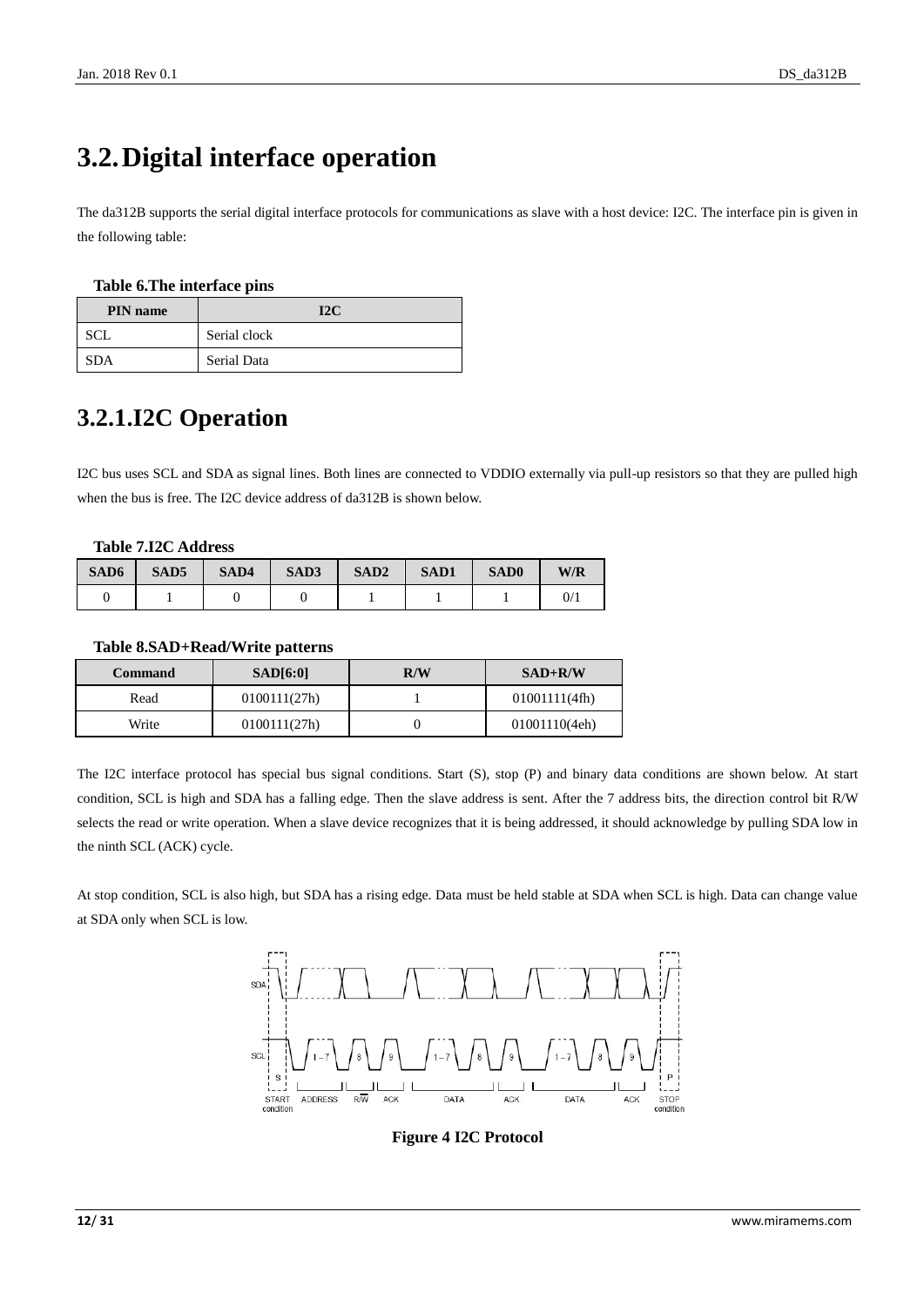# 3.2. Digital interface operation

The da312B supports the serial digital interface protocols for communications as slave with a host device: I2C. The interface pin is given in the following table:

**Table 6.The interface pins**

| PIN name | I2C |
|---|---|
| SCL | Serial clock |
| SDA | Serial Data |

## 3.2.1.I2C Operation

I2C bus uses SCL and SDA as signal lines. Both lines are connected to VDDIO externally via pull-up resistors so that they are pulled high when the bus is free. The I2C device address of da312B is shown below.

**Table 7.I2C Address**

| SAD6 | SAD5 | SAD4 | SAD3 | SAD2 | SAD1 | SAD0 | W/R |
|---|---|---|---|---|---|---|---|
| 0 | 1 | 0 | 0 | 1 | 1 | 1 | 0/1 |

**Table 8.SAD+Read/Write patterns**

| Command | SAD[6:0] | R/W | SAD+R/W |
|---|---|---|---|
| Read | 0100111(27h) | 1 | 01001111(4fh) |
| Write | 0100111(27h) | 0 | 01001110(4eh) |

The I2C interface protocol has special bus signal conditions. Start (S), stop (P) and binary data conditions are shown below. At start condition, SCL is high and SDA has a falling edge. Then the slave address is sent. After the 7 address bits, the direction control bit R/W selects the read or write operation. When a slave device recognizes that it is being addressed, it should acknowledge by pulling SDA low in the ninth SCL (ACK) cycle.

At stop condition, SCL is also high, but SDA has a rising edge. Data must be held stable at SDA when SCL is high. Data can change value at SDA only when SCL is low.

**Figure 4 I2C Protocol**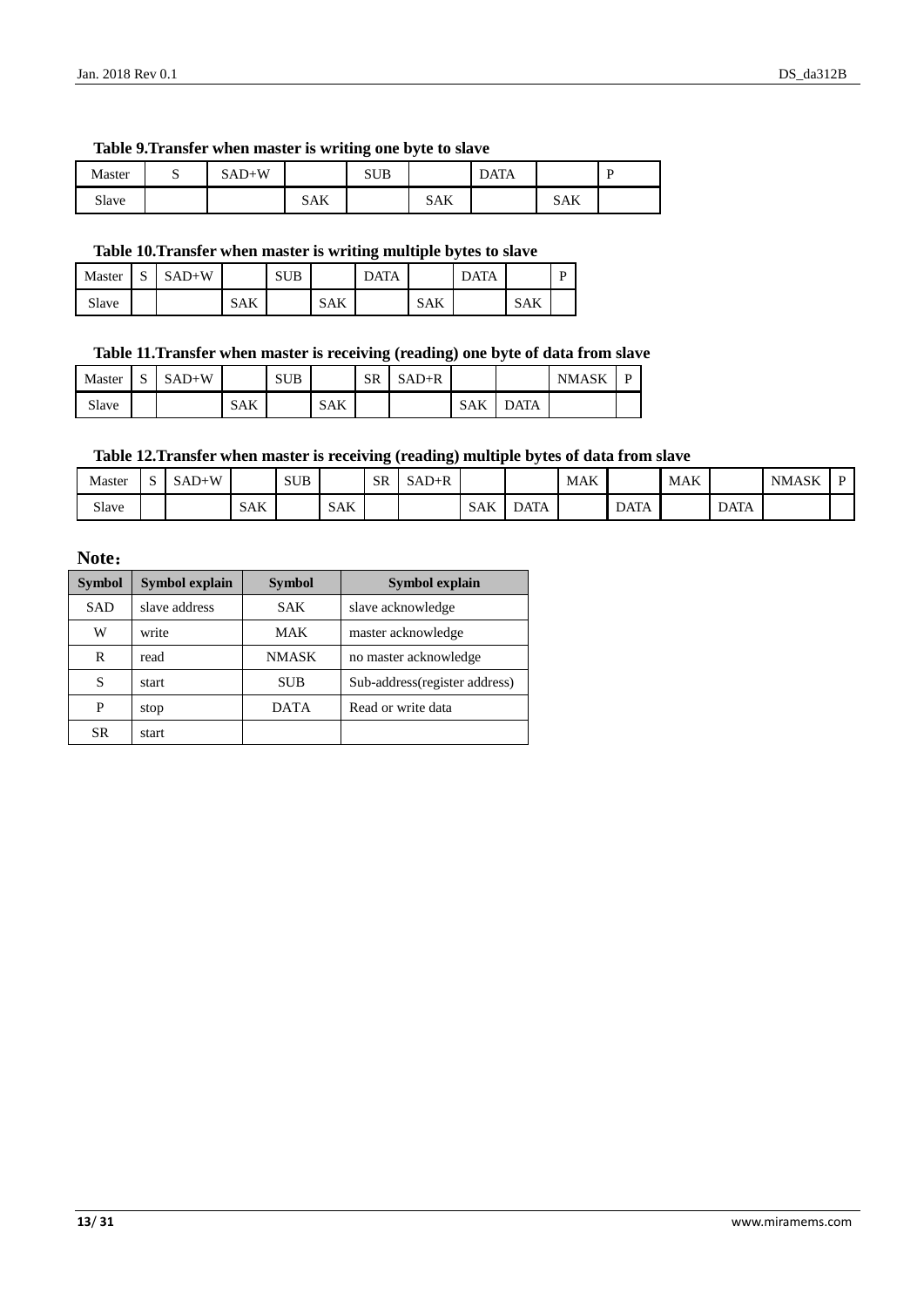**Table 9.Transfer when master is writing one byte to slave**

| Master | S | SAD+W | | SUB | | DATA | | P |
|---|---|---|---|---|---|---|---|---|
| Slave | | | SAK | | SAK | | SAK | |

**Table 10.Transfer when master is writing multiple bytes to slave**

| Master | S | SAD+W | | SUB | | DATA | | DATA | | P |
|---|---|---|---|---|---|---|---|---|---|---|
| Slave | | | SAK | | SAK | | SAK | | SAK | |

**Table 11.Transfer when master is receiving (reading) one byte of data from slave**

| Master | S | SAD+W | | SUB | | SR | SAD+R | | | NMASK | P |
|---|---|---|---|---|---|---|---|---|---|---|---|
| Slave | | | SAK | | SAK | | | SAK | DATA | | |

**Table 12.Transfer when master is receiving (reading) multiple bytes of data from slave**

| Master | S | SAD+W | | SUB | | SR | SAD+R | | | MAK | | MAK | | NMASK | P |
|---|---|---|---|---|---|---|---|---|---|---|---|---|---|---|---|
| Slave | | | SAK | | SAK | | | SAK | DATA | | DATA | | DATA | | |

**Note：**

| Symbol | Symbol explain | Symbol | Symbol explain |
|---|---|---|---|
| SAD | slave address | SAK | slave acknowledge |
| W | write | MAK | master acknowledge |
| R | read | NMASK | no master acknowledge |
| S | start | SUB | Sub-address(register address) |
| P | stop | DATA | Read or write data |
| SR | start | | |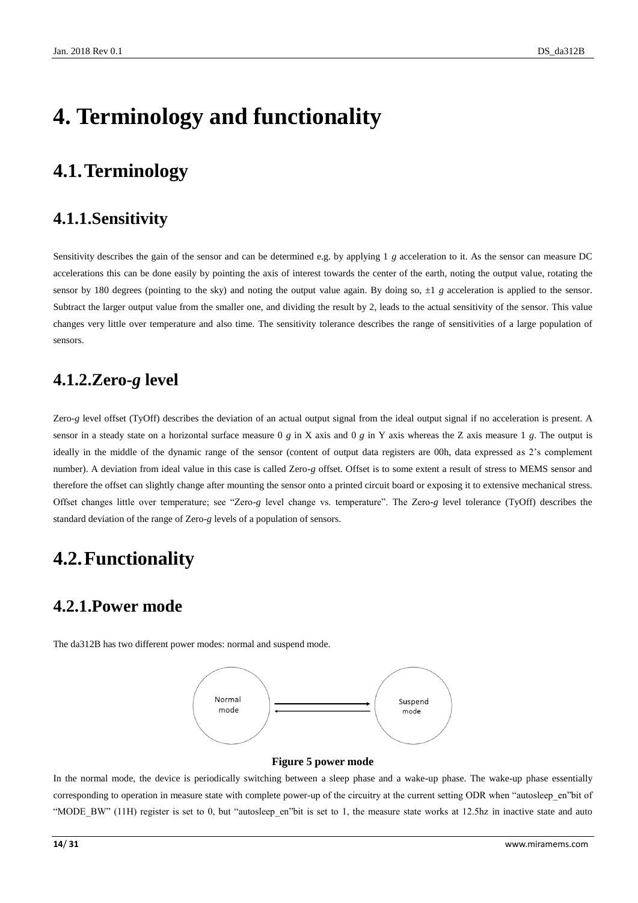# 4. Terminology and functionality

## 4.1. Terminology

### 4.1.1. Sensitivity

Sensitivity describes the gain of the sensor and can be determined e.g. by applying 1 *g* acceleration to it. As the sensor can measure DC accelerations this can be done easily by pointing the axis of interest towards the center of the earth, noting the output value, rotating the sensor by 180 degrees (pointing to the sky) and noting the output value again. By doing so, ±1 *g* acceleration is applied to the sensor. Subtract the larger output value from the smaller one, and dividing the result by 2, leads to the actual sensitivity of the sensor. This value changes very little over temperature and also time. The sensitivity tolerance describes the range of sensitivities of a large population of sensors.

### 4.1.2. Zero-*g* level

Zero-*g* level offset (TyOff) describes the deviation of an actual output signal from the ideal output signal if no acceleration is present. A sensor in a steady state on a horizontal surface measure 0 *g* in X axis and 0 *g* in Y axis whereas the Z axis measure 1 *g*. The output is ideally in the middle of the dynamic range of the sensor (content of output data registers are 00h, data expressed as 2's complement number). A deviation from ideal value in this case is called Zero-*g* offset. Offset is to some extent a result of stress to MEMS sensor and therefore the offset can slightly change after mounting the sensor onto a printed circuit board or exposing it to extensive mechanical stress. Offset changes little over temperature; see "Zero-*g* level change vs. temperature". The Zero-*g* level tolerance (TyOff) describes the standard deviation of the range of Zero-*g* levels of a population of sensors.

## 4.2. Functionality

### 4.2.1. Power mode

The da312B has two different power modes: normal and suspend mode.

Normal mode ⇄ Suspend mode

**Figure 5 power mode**

In the normal mode, the device is periodically switching between a sleep phase and a wake-up phase. The wake-up phase essentially corresponding to operation in measure state with complete power-up of the circuitry at the current setting ODR when "autosleep_en"bit of "MODE_BW" (11H) register is set to 0, but "autosleep_en"bit is set to 1, the measure state works at 12.5hz in inactive state and auto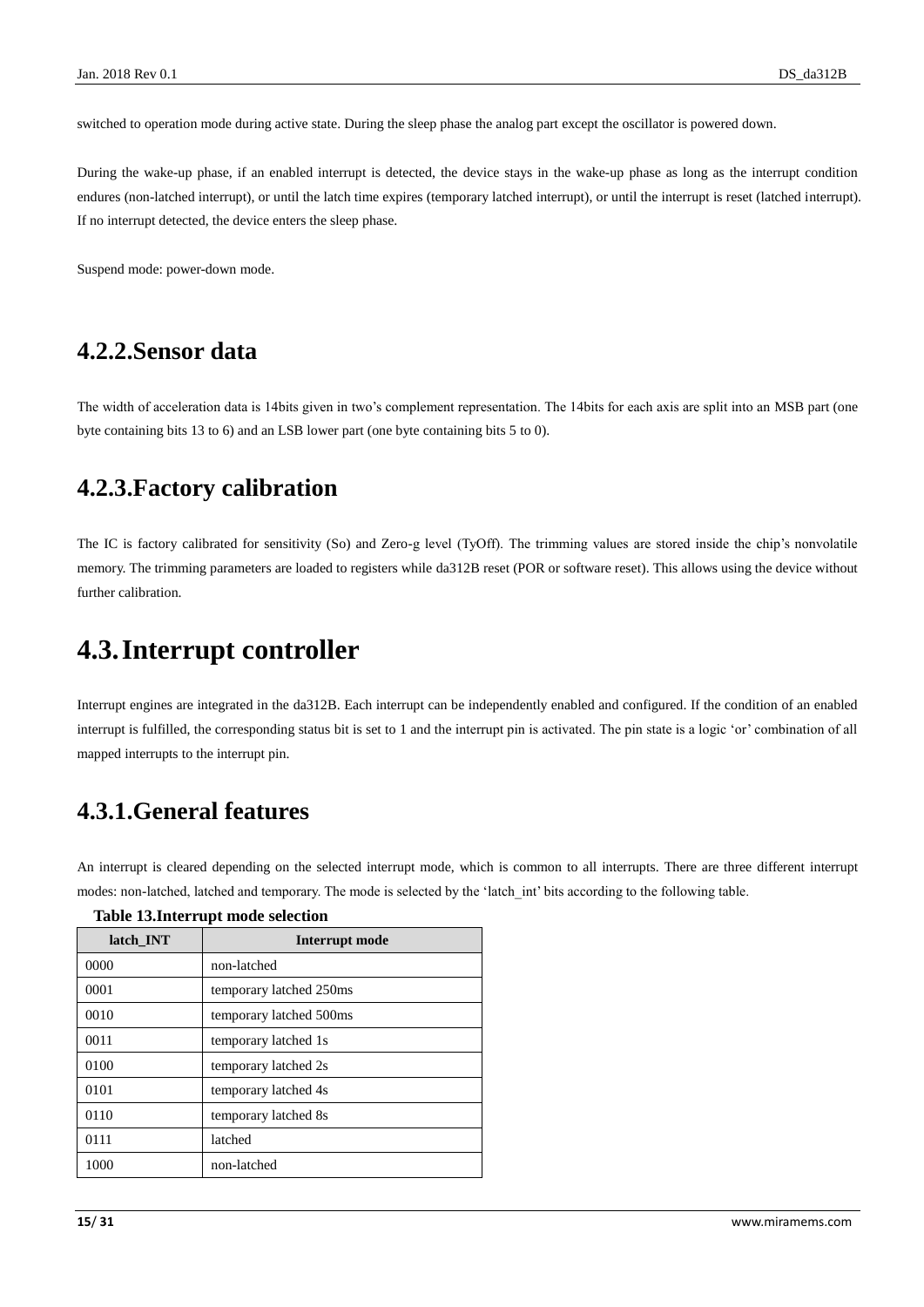switched to operation mode during active state. During the sleep phase the analog part except the oscillator is powered down.

During the wake-up phase, if an enabled interrupt is detected, the device stays in the wake-up phase as long as the interrupt condition endures (non-latched interrupt), or until the latch time expires (temporary latched interrupt), or until the interrupt is reset (latched interrupt). If no interrupt detected, the device enters the sleep phase.

Suspend mode: power-down mode.

### 4.2.2.Sensor data

The width of acceleration data is 14bits given in two's complement representation. The 14bits for each axis are split into an MSB part (one byte containing bits 13 to 6) and an LSB lower part (one byte containing bits 5 to 0).

### 4.2.3.Factory calibration

The IC is factory calibrated for sensitivity (So) and Zero-g level (TyOff). The trimming values are stored inside the chip's nonvolatile memory. The trimming parameters are loaded to registers while da312B reset (POR or software reset). This allows using the device without further calibration.

## 4.3.Interrupt controller

Interrupt engines are integrated in the da312B. Each interrupt can be independently enabled and configured. If the condition of an enabled interrupt is fulfilled, the corresponding status bit is set to 1 and the interrupt pin is activated. The pin state is a logic 'or' combination of all mapped interrupts to the interrupt pin.

### 4.3.1.General features

An interrupt is cleared depending on the selected interrupt mode, which is common to all interrupts. There are three different interrupt modes: non-latched, latched and temporary. The mode is selected by the 'latch_int' bits according to the following table.

**Table 13.Interrupt mode selection**

| latch_INT | Interrupt mode |
|---|---|
| 0000 | non-latched |
| 0001 | temporary latched 250ms |
| 0010 | temporary latched 500ms |
| 0011 | temporary latched 1s |
| 0100 | temporary latched 2s |
| 0101 | temporary latched 4s |
| 0110 | temporary latched 8s |
| 0111 | latched |
| 1000 | non-latched |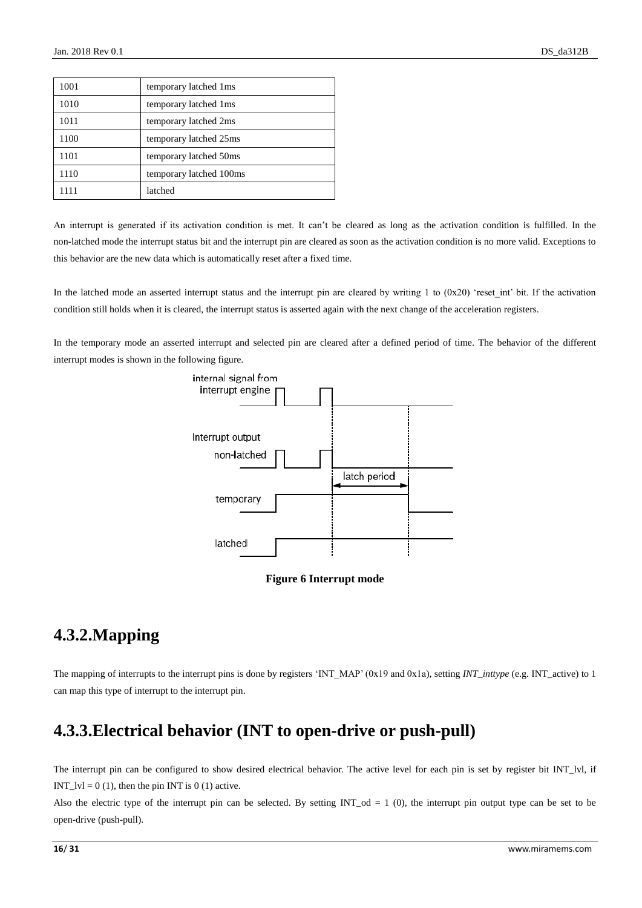| 1001 | temporary latched 1ms |
|---|---|
| 1010 | temporary latched 1ms |
| 1011 | temporary latched 2ms |
| 1100 | temporary latched 25ms |
| 1101 | temporary latched 50ms |
| 1110 | temporary latched 100ms |
| 1111 | latched |

An interrupt is generated if its activation condition is met. It can’t be cleared as long as the activation condition is fulfilled. In the non-latched mode the interrupt status bit and the interrupt pin are cleared as soon as the activation condition is no more valid. Exceptions to this behavior are the new data which is automatically reset after a fixed time.

In the latched mode an asserted interrupt status and the interrupt pin are cleared by writing 1 to (0x20) ‘reset_int’ bit. If the activation condition still holds when it is cleared, the interrupt status is asserted again with the next change of the acceleration registers.

In the temporary mode an asserted interrupt and selected pin are cleared after a defined period of time. The behavior of the different interrupt modes is shown in the following figure.

**Figure 6 Interrupt mode**

## 4.3.2.Mapping

The mapping of interrupts to the interrupt pins is done by registers ‘INT_MAP’ (0x19 and 0x1a), setting *INT_inttype* (e.g. INT_active) to 1 can map this type of interrupt to the interrupt pin.

## 4.3.3.Electrical behavior (INT to open-drive or push-pull)

The interrupt pin can be configured to show desired electrical behavior. The active level for each pin is set by register bit INT_lvl, if INT_lvl = 0 (1), then the pin INT is 0 (1) active.

Also the electric type of the interrupt pin can be selected. By setting INT_od = 1 (0), the interrupt pin output type can be set to be open-drive (push-pull).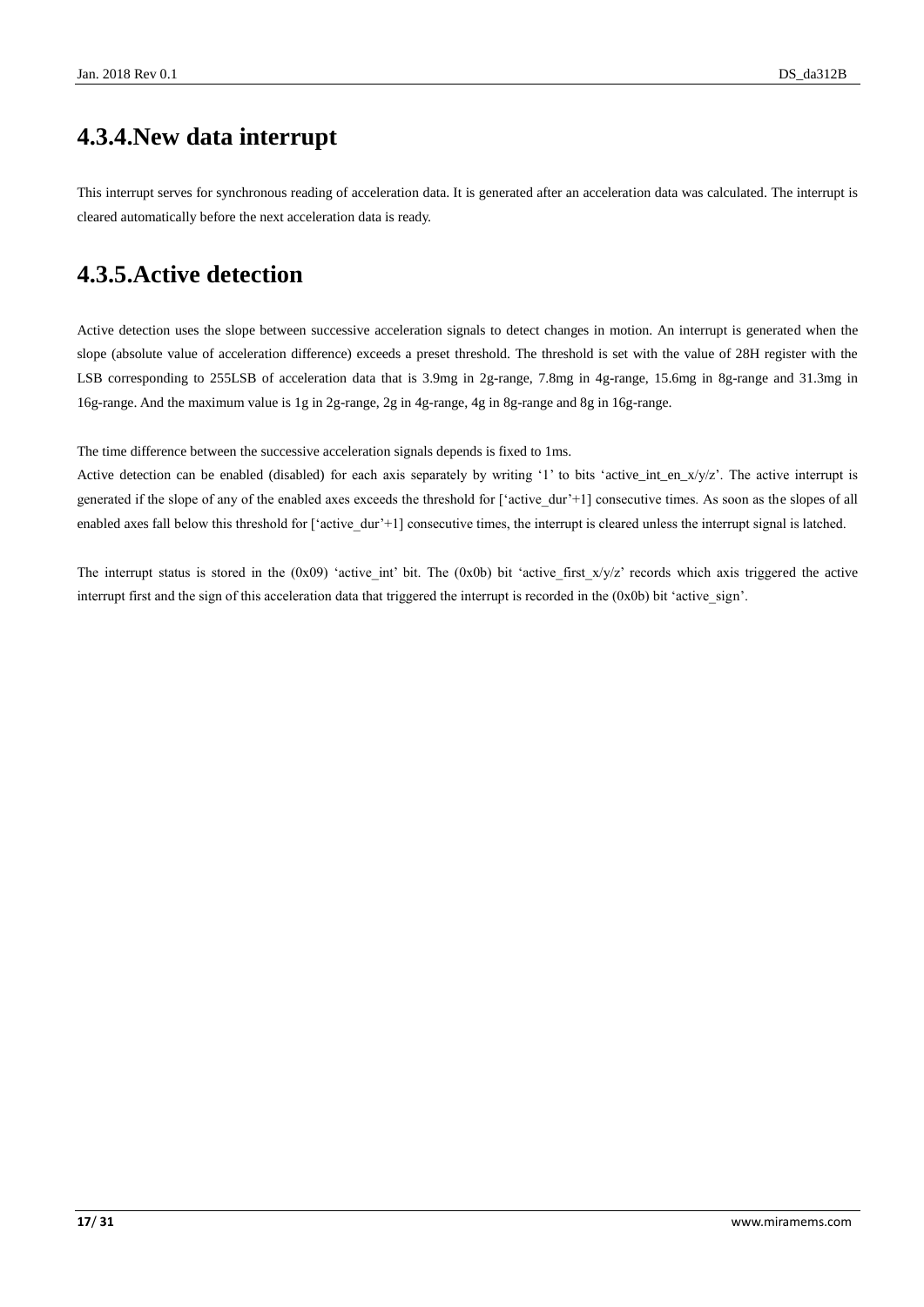## 4.3.4.New data interrupt

This interrupt serves for synchronous reading of acceleration data. It is generated after an acceleration data was calculated. The interrupt is cleared automatically before the next acceleration data is ready.

## 4.3.5.Active detection

Active detection uses the slope between successive acceleration signals to detect changes in motion. An interrupt is generated when the slope (absolute value of acceleration difference) exceeds a preset threshold. The threshold is set with the value of 28H register with the LSB corresponding to 255LSB of acceleration data that is 3.9mg in 2g-range, 7.8mg in 4g-range, 15.6mg in 8g-range and 31.3mg in 16g-range. And the maximum value is 1g in 2g-range, 2g in 4g-range, 4g in 8g-range and 8g in 16g-range.

The time difference between the successive acceleration signals depends is fixed to 1ms.
Active detection can be enabled (disabled) for each axis separately by writing '1' to bits 'active_int_en_x/y/z'. The active interrupt is generated if the slope of any of the enabled axes exceeds the threshold for ['active_dur'+1] consecutive times. As soon as the slopes of all enabled axes fall below this threshold for ['active_dur'+1] consecutive times, the interrupt is cleared unless the interrupt signal is latched.

The interrupt status is stored in the (0x09) 'active_int' bit. The (0x0b) bit 'active_first_x/y/z' records which axis triggered the active interrupt first and the sign of this acceleration data that triggered the interrupt is recorded in the (0x0b) bit 'active_sign'.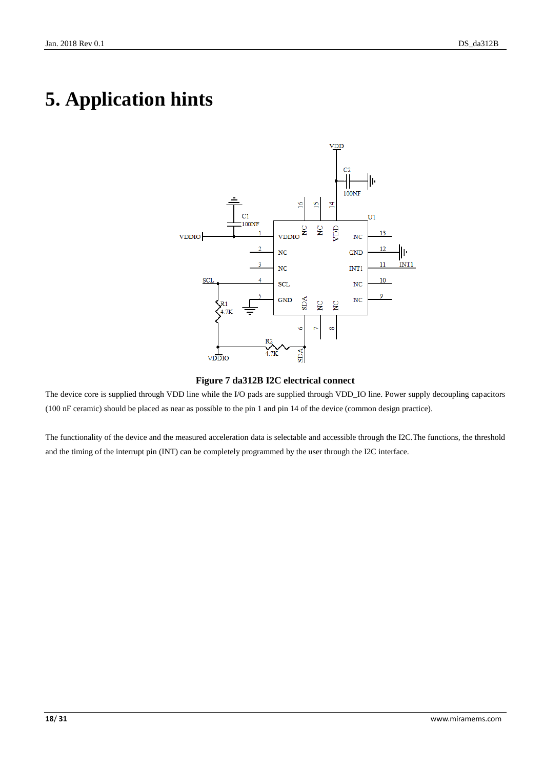# 5. Application hints

**Figure 7 da312B I2C electrical connect**

The device core is supplied through VDD line while the I/O pads are supplied through VDD_IO line. Power supply decoupling capacitors (100 nF ceramic) should be placed as near as possible to the pin 1 and pin 14 of the device (common design practice).

The functionality of the device and the measured acceleration data is selectable and accessible through the I2C.The functions, the threshold and the timing of the interrupt pin (INT) can be completely programmed by the user through the I2C interface.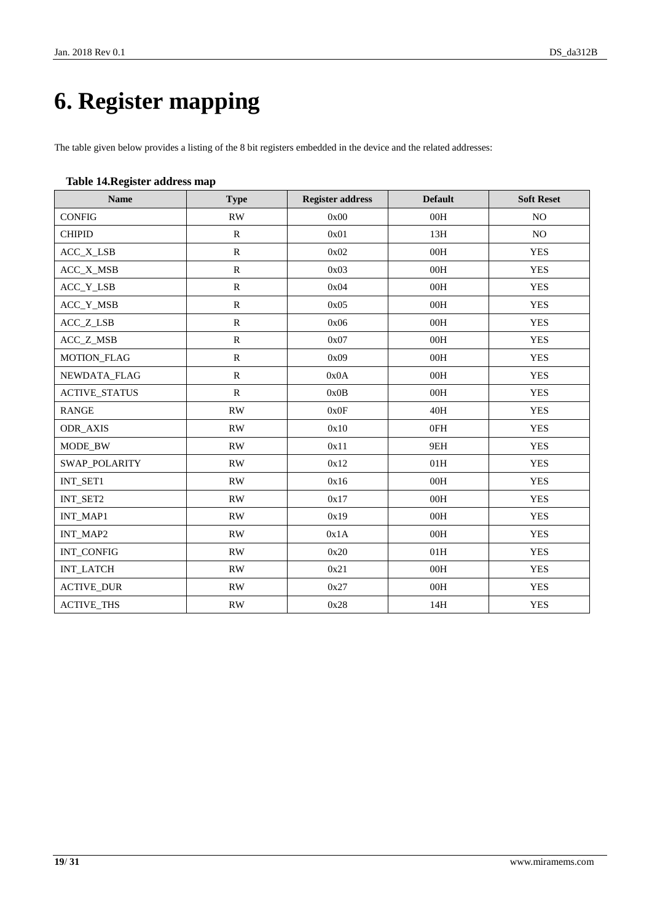# 6. Register mapping

The table given below provides a listing of the 8 bit registers embedded in the device and the related addresses:

**Table 14.Register address map**

| Name | Type | Register address | Default | Soft Reset |
|---|---|---|---|---|
| CONFIG | RW | 0x00 | 00H | NO |
| CHIPID | R | 0x01 | 13H | NO |
| ACC_X_LSB | R | 0x02 | 00H | YES |
| ACC_X_MSB | R | 0x03 | 00H | YES |
| ACC_Y_LSB | R | 0x04 | 00H | YES |
| ACC_Y_MSB | R | 0x05 | 00H | YES |
| ACC_Z_LSB | R | 0x06 | 00H | YES |
| ACC_Z_MSB | R | 0x07 | 00H | YES |
| MOTION_FLAG | R | 0x09 | 00H | YES |
| NEWDATA_FLAG | R | 0x0A | 00H | YES |
| ACTIVE_STATUS | R | 0x0B | 00H | YES |
| RANGE | RW | 0x0F | 40H | YES |
| ODR_AXIS | RW | 0x10 | 0FH | YES |
| MODE_BW | RW | 0x11 | 9EH | YES |
| SWAP_POLARITY | RW | 0x12 | 01H | YES |
| INT_SET1 | RW | 0x16 | 00H | YES |
| INT_SET2 | RW | 0x17 | 00H | YES |
| INT_MAP1 | RW | 0x19 | 00H | YES |
| INT_MAP2 | RW | 0x1A | 00H | YES |
| INT_CONFIG | RW | 0x20 | 01H | YES |
| INT_LATCH | RW | 0x21 | 00H | YES |
| ACTIVE_DUR | RW | 0x27 | 00H | YES |
| ACTIVE_THS | RW | 0x28 | 14H | YES |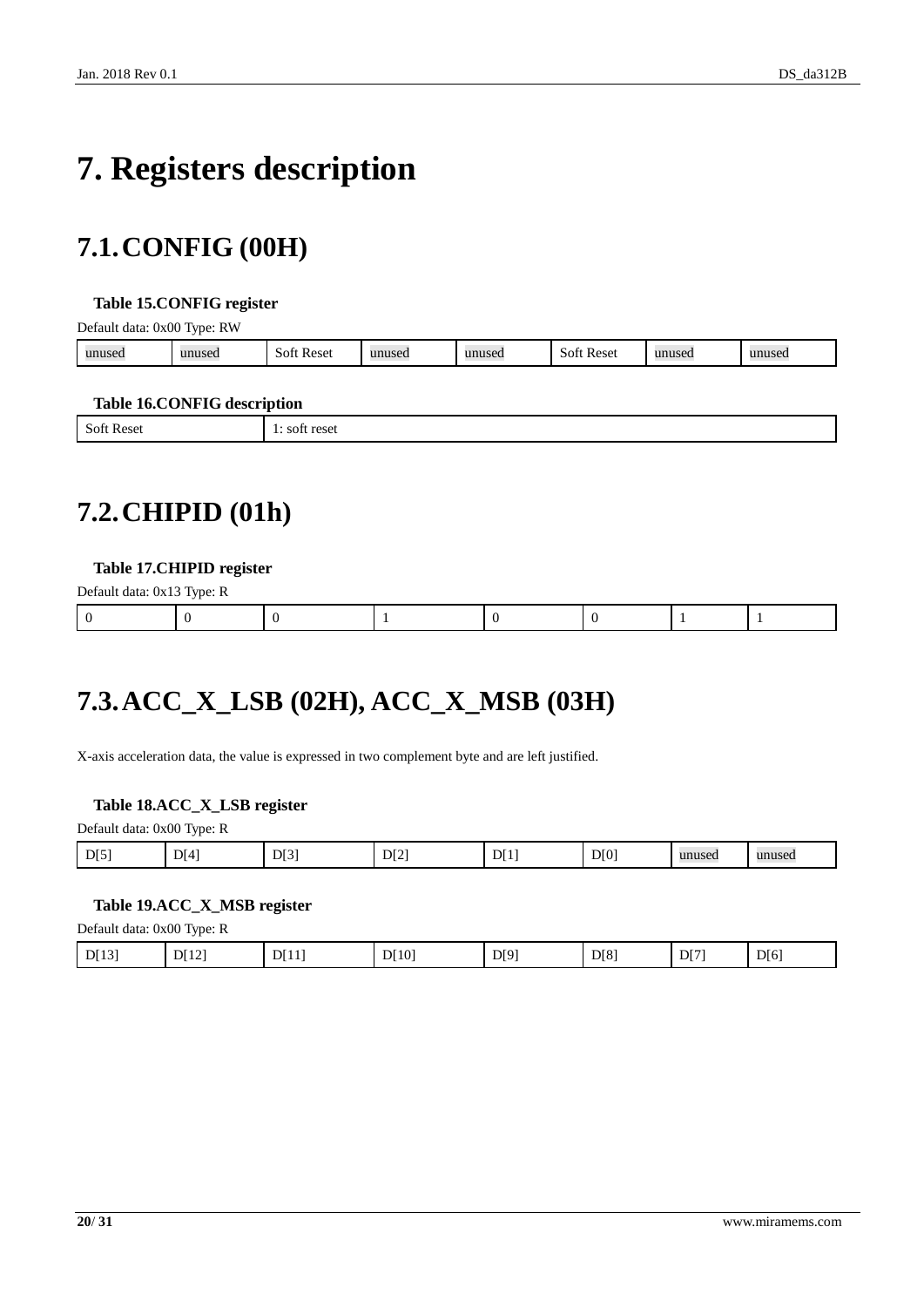# 7. Registers description

## 7.1. CONFIG (00H)

**Table 15.CONFIG register**

Default data: 0x00 Type: RW

| unused | unused | Soft Reset | unused | unused | Soft Reset | unused | unused |
|---|---|---|---|---|---|---|---|

**Table 16.CONFIG description**

| Soft Reset | 1: soft reset |
|---|---|

## 7.2. CHIPID (01h)

**Table 17.CHIPID register**

Default data: 0x13 Type: R

| 0 | 0 | 0 | 1 | 0 | 0 | 1 | 1 |
|---|---|---|---|---|---|---|---|

## 7.3. ACC_X_LSB (02H), ACC_X_MSB (03H)

X-axis acceleration data, the value is expressed in two complement byte and are left justified.

**Table 18.ACC_X_LSB register**

Default data: 0x00 Type: R

| D[5] | D[4] | D[3] | D[2] | D[1] | D[0] | unused | unused |
|---|---|---|---|---|---|---|---|

**Table 19.ACC_X_MSB register**

Default data: 0x00 Type: R

| D[13] | D[12] | D[11] | D[10] | D[9] | D[8] | D[7] | D[6] |
|---|---|---|---|---|---|---|---|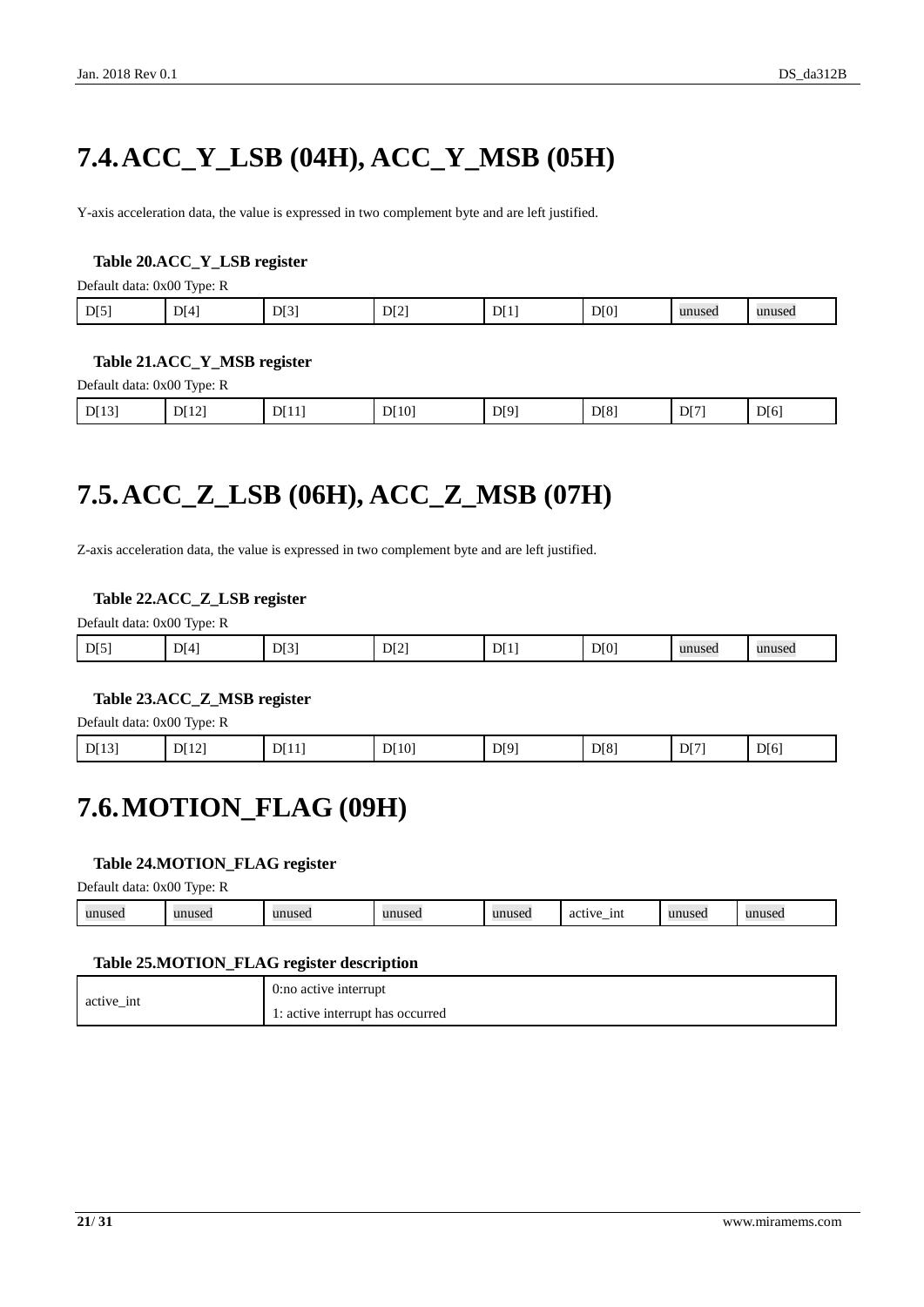# 7.4. ACC_Y_LSB (04H), ACC_Y_MSB (05H)

Y-axis acceleration data, the value is expressed in two complement byte and are left justified.

**Table 20.ACC_Y_LSB register**

Default data: 0x00 Type: R

| D[5] | D[4] | D[3] | D[2] | D[1] | D[0] | unused | unused |
|---|---|---|---|---|---|---|---|

**Table 21.ACC_Y_MSB register**

Default data: 0x00 Type: R

| D[13] | D[12] | D[11] | D[10] | D[9] | D[8] | D[7] | D[6] |
|---|---|---|---|---|---|---|---|

# 7.5. ACC_Z_LSB (06H), ACC_Z_MSB (07H)

Z-axis acceleration data, the value is expressed in two complement byte and are left justified.

**Table 22.ACC_Z_LSB register**

Default data: 0x00 Type: R

| D[5] | D[4] | D[3] | D[2] | D[1] | D[0] | unused | unused |
|---|---|---|---|---|---|---|---|

**Table 23.ACC_Z_MSB register**

Default data: 0x00 Type: R

| D[13] | D[12] | D[11] | D[10] | D[9] | D[8] | D[7] | D[6] |
|---|---|---|---|---|---|---|---|

# 7.6. MOTION_FLAG (09H)

**Table 24.MOTION_FLAG register**

Default data: 0x00 Type: R

| unused | unused | unused | unused | unused | active_int | unused | unused |
|---|---|---|---|---|---|---|---|

**Table 25.MOTION_FLAG register description**

| active_int | 0:no active interrupt<br>1: active interrupt has occurred |
|---|---|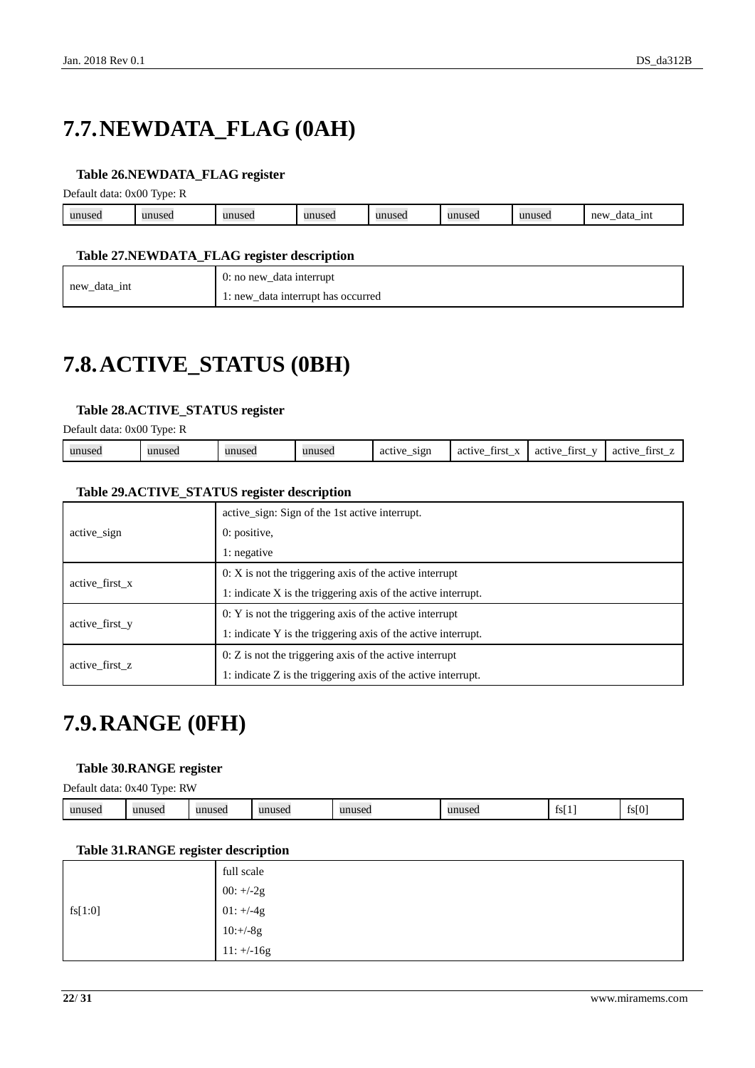# 7.7. NEWDATA_FLAG (0AH)

**Table 26.NEWDATA_FLAG register**

Default data: 0x00 Type: R

| unused | unused | unused | unused | unused | unused | unused | new_data_int |
|---|---|---|---|---|---|---|---|

**Table 27.NEWDATA_FLAG register description**

| | |
|---|---|
| new_data_int | 0: no new_data interrupt<br>1: new_data interrupt has occurred |

# 7.8. ACTIVE_STATUS (0BH)

**Table 28.ACTIVE_STATUS register**

Default data: 0x00 Type: R

| unused | unused | unused | unused | active_sign | active_first_x | active_first_y | active_first_z |
|---|---|---|---|---|---|---|---|

**Table 29.ACTIVE_STATUS register description**

| | |
|---|---|
| active_sign | active_sign: Sign of the 1st active interrupt.<br>0: positive,<br>1: negative |
| active_first_x | 0: X is not the triggering axis of the active interrupt<br>1: indicate X is the triggering axis of the active interrupt. |
| active_first_y | 0: Y is not the triggering axis of the active interrupt<br>1: indicate Y is the triggering axis of the active interrupt. |
| active_first_z | 0: Z is not the triggering axis of the active interrupt<br>1: indicate Z is the triggering axis of the active interrupt. |

# 7.9. RANGE (0FH)

**Table 30.RANGE register**

Default data: 0x40 Type: RW

| unused | unused | unused | unused | unused | unused | fs[1] | fs[0] |
|---|---|---|---|---|---|---|---|

**Table 31.RANGE register description**

| | |
|---|---|
| fs[1:0] | full scale<br>00: +/-2g<br>01: +/-4g<br>10:+/-8g<br>11: +/-16g |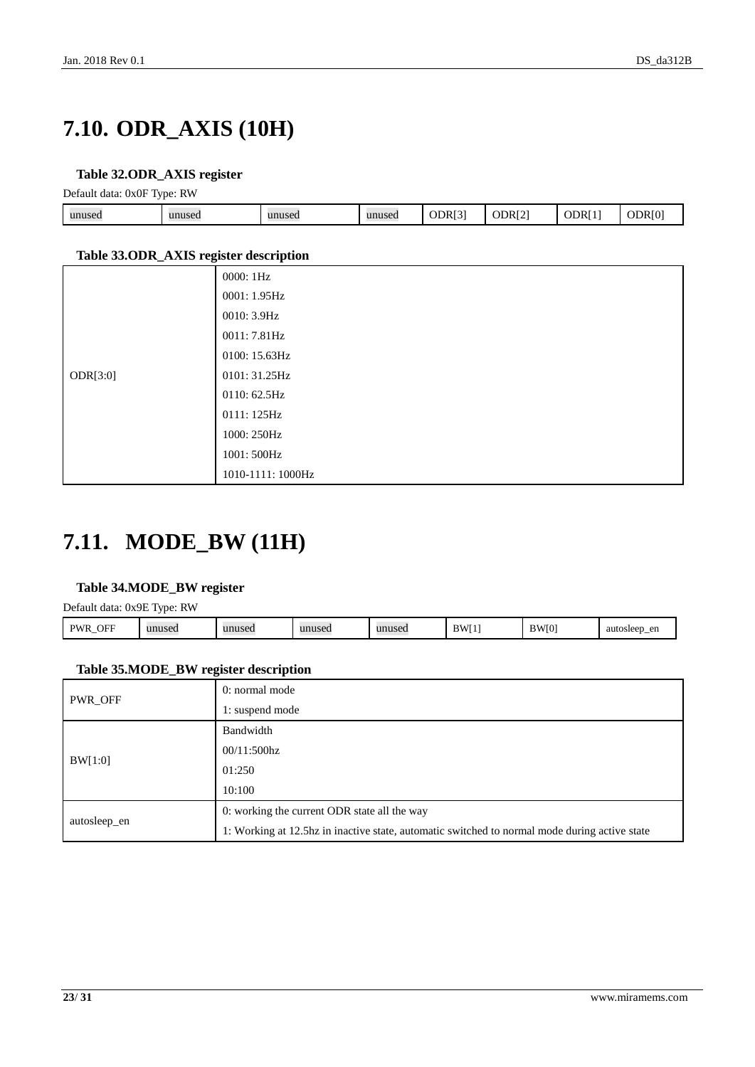## 7.10. ODR_AXIS (10H)

**Table 32.ODR_AXIS register**

Default data: 0x0F Type: RW

| unused | unused | unused | unused | ODR[3] | ODR[2] | ODR[1] | ODR[0] |
|---|---|---|---|---|---|---|---|

**Table 33.ODR_AXIS register description**

| | |
|---|---|
| ODR[3:0] | 0000: 1Hz<br>0001: 1.95Hz<br>0010: 3.9Hz<br>0011: 7.81Hz<br>0100: 15.63Hz<br>0101: 31.25Hz<br>0110: 62.5Hz<br>0111: 125Hz<br>1000: 250Hz<br>1001: 500Hz<br>1010-1111: 1000Hz |

## 7.11. MODE_BW (11H)

**Table 34.MODE_BW register**

Default data: 0x9E Type: RW

| PWR_OFF | unused | unused | unused | unused | BW[1] | BW[0] | autosleep_en |
|---|---|---|---|---|---|---|---|

**Table 35.MODE_BW register description**

| | |
|---|---|
| PWR_OFF | 0: normal mode<br>1: suspend mode |
| BW[1:0] | Bandwidth<br>00/11:500hz<br>01:250<br>10:100 |
| autosleep_en | 0: working the current ODR state all the way<br>1: Working at 12.5hz in inactive state, automatic switched to normal mode during active state |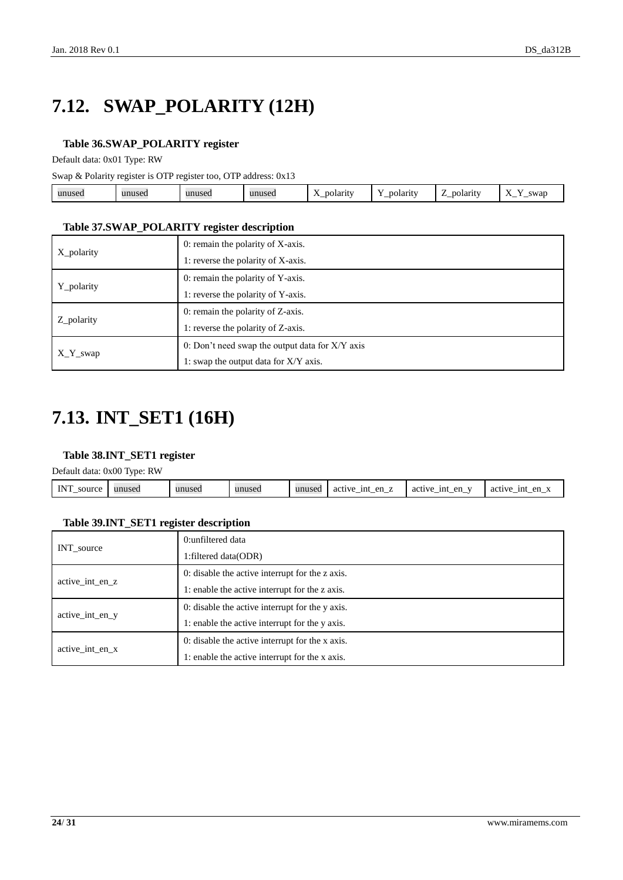# 7.12. SWAP_POLARITY (12H)

**Table 36.SWAP_POLARITY register**

Default data: 0x01 Type: RW

Swap & Polarity register is OTP register too, OTP address: 0x13

| unused | unused | unused | unused | X_polarity | Y_polarity | Z_polarity | X_Y_swap |
|---|---|---|---|---|---|---|---|

**Table 37.SWAP_POLARITY register description**

| | |
|---|---|
| X_polarity | 0: remain the polarity of X-axis.<br>1: reverse the polarity of X-axis. |
| Y_polarity | 0: remain the polarity of Y-axis.<br>1: reverse the polarity of Y-axis. |
| Z_polarity | 0: remain the polarity of Z-axis.<br>1: reverse the polarity of Z-axis. |
| X_Y_swap | 0: Don't need swap the output data for X/Y axis<br>1: swap the output data for X/Y axis. |

# 7.13. INT_SET1 (16H)

**Table 38.INT_SET1 register**

Default data: 0x00 Type: RW

| INT_source | unused | unused | unused | unused | active_int_en_z | active_int_en_y | active_int_en_x |
|---|---|---|---|---|---|---|---|

**Table 39.INT_SET1 register description**

| | |
|---|---|
| INT_source | 0:unfiltered data<br>1:filtered data(ODR) |
| active_int_en_z | 0: disable the active interrupt for the z axis.<br>1: enable the active interrupt for the z axis. |
| active_int_en_y | 0: disable the active interrupt for the y axis.<br>1: enable the active interrupt for the y axis. |
| active_int_en_x | 0: disable the active interrupt for the x axis.<br>1: enable the active interrupt for the x axis. |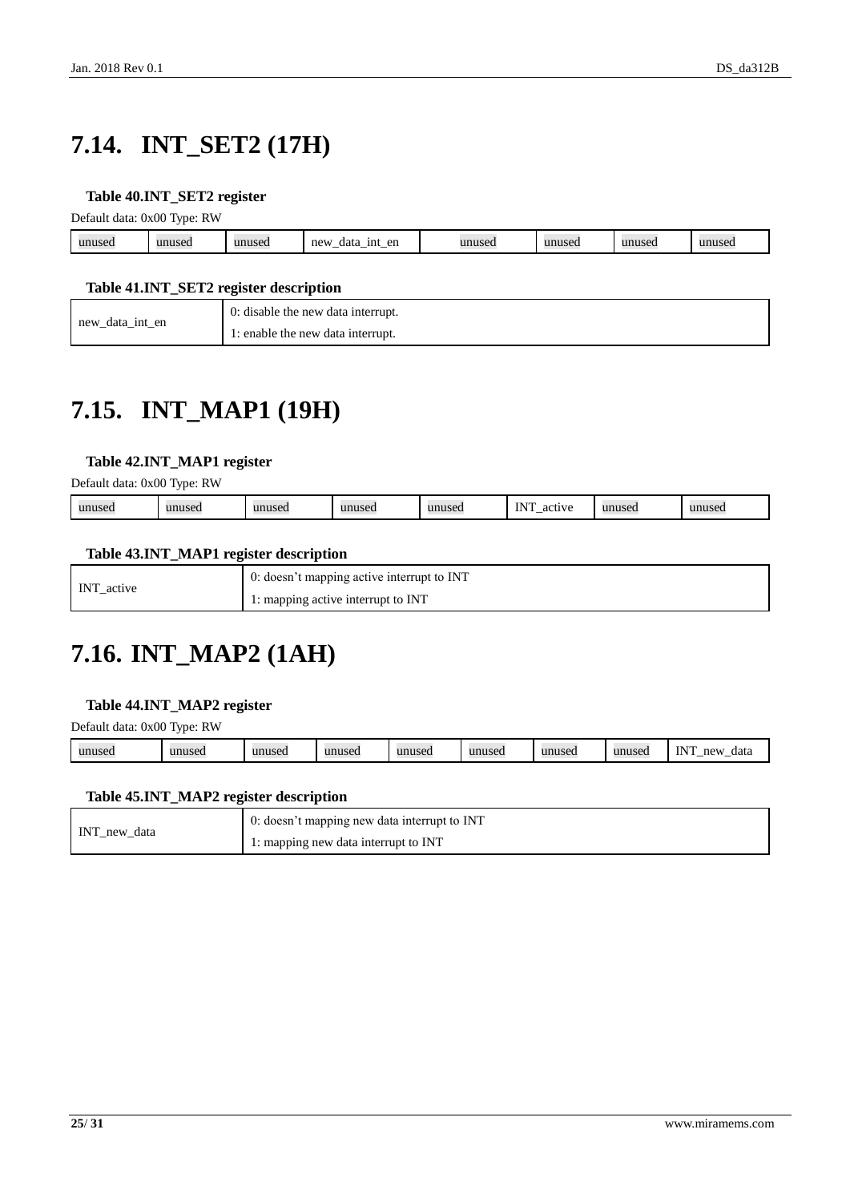# 7.14. INT_SET2 (17H)

**Table 40.INT_SET2 register**

Default data: 0x00 Type: RW

| unused | unused | unused | new_data_int_en | unused | unused | unused | unused |
|---|---|---|---|---|---|---|---|

**Table 41.INT_SET2 register description**

| new_data_int_en | 0: disable the new data interrupt.<br>1: enable the new data interrupt. |
|---|---|

# 7.15. INT_MAP1 (19H)

**Table 42.INT_MAP1 register**

Default data: 0x00 Type: RW

| unused | unused | unused | unused | unused | INT_active | unused | unused |
|---|---|---|---|---|---|---|---|

**Table 43.INT_MAP1 register description**

| INT_active | 0: doesn't mapping active interrupt to INT<br>1: mapping active interrupt to INT |
|---|---|

# 7.16. INT_MAP2 (1AH)

**Table 44.INT_MAP2 register**

Default data: 0x00 Type: RW

| unused | unused | unused | unused | unused | unused | unused | unused | INT_new_data |
|---|---|---|---|---|---|---|---|---|

**Table 45.INT_MAP2 register description**

| INT_new_data | 0: doesn't mapping new data interrupt to INT<br>1: mapping new data interrupt to INT |
|---|---|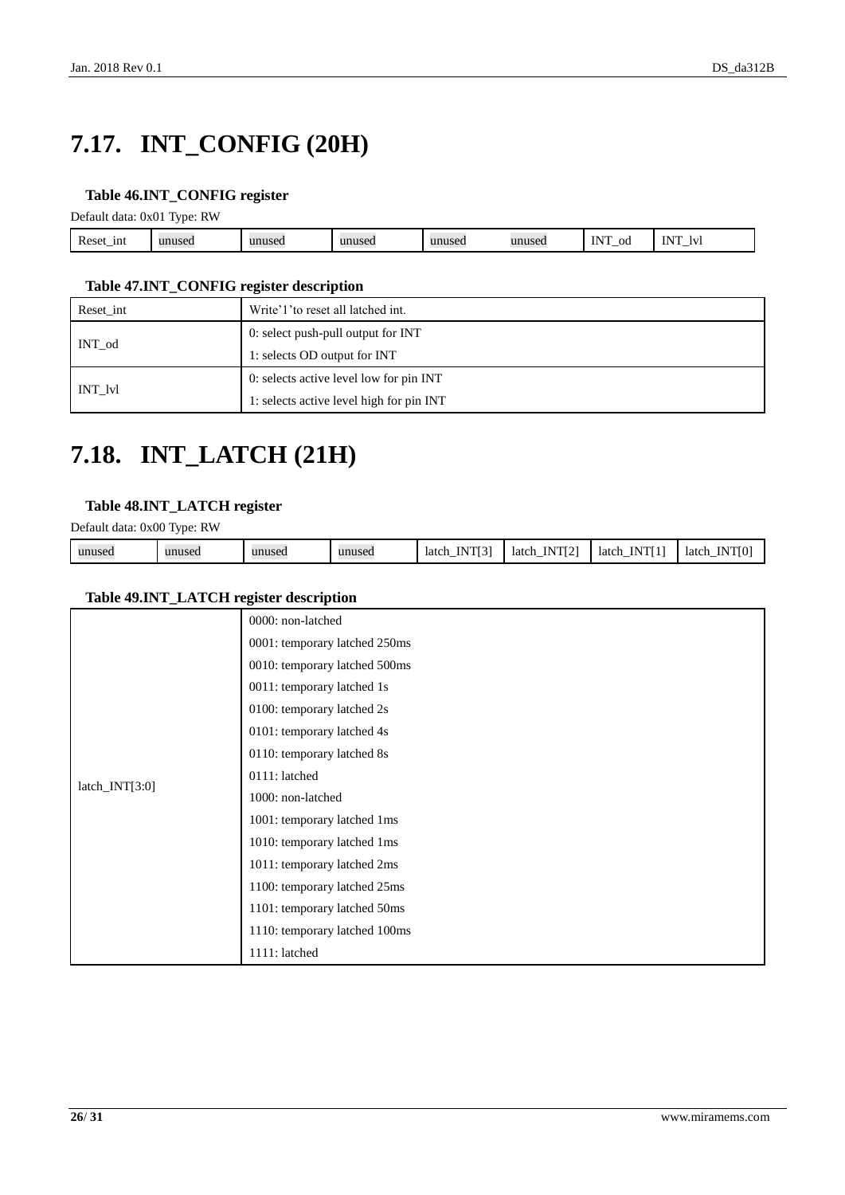# 7.17. INT_CONFIG (20H)

**Table 46.INT_CONFIG register**

Default data: 0x01 Type: RW

| Reset_int | unused | unused | unused | unused | unused | INT_od | INT_lvl |
|---|---|---|---|---|---|---|---|

**Table 47.INT_CONFIG register description**

| | |
|---|---|
| Reset_int | Write'1'to reset all latched int. |
| INT_od | 0: select push-pull output for INT<br>1: selects OD output for INT |
| INT_lvl | 0: selects active level low for pin INT<br>1: selects active level high for pin INT |

# 7.18. INT_LATCH (21H)

**Table 48.INT_LATCH register**

Default data: 0x00 Type: RW

| unused | unused | unused | unused | latch_INT[3] | latch_INT[2] | latch_INT[1] | latch_INT[0] |
|---|---|---|---|---|---|---|---|

**Table 49.INT_LATCH register description**

| | |
|---|---|
| latch_INT[3:0] | 0000: non-latched<br>0001: temporary latched 250ms<br>0010: temporary latched 500ms<br>0011: temporary latched 1s<br>0100: temporary latched 2s<br>0101: temporary latched 4s<br>0110: temporary latched 8s<br>0111: latched<br>1000: non-latched<br>1001: temporary latched 1ms<br>1010: temporary latched 1ms<br>1011: temporary latched 2ms<br>1100: temporary latched 25ms<br>1101: temporary latched 50ms<br>1110: temporary latched 100ms<br>1111: latched |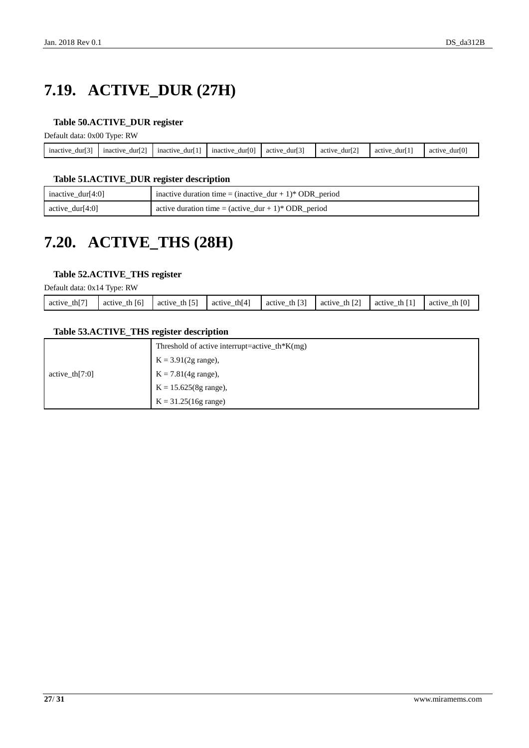# 7.19. ACTIVE_DUR (27H)

**Table 50.ACTIVE_DUR register**

Default data: 0x00 Type: RW

| inactive_dur[3] | inactive_dur[2] | inactive_dur[1] | inactive_dur[0] | active_dur[3] | active_dur[2] | active_dur[1] | active_dur[0] |
|---|---|---|---|---|---|---|---|

**Table 51.ACTIVE_DUR register description**

| | |
|---|---|
| inactive_dur[4:0] | inactive duration time = (inactive_dur + 1)* ODR_period |
| active_dur[4:0] | active duration time = (active_dur + 1)* ODR_period |

# 7.20. ACTIVE_THS (28H)

**Table 52.ACTIVE_THS register**

Default data: 0x14 Type: RW

| active_th[7] | active_th [6] | active_th [5] | active_th[4] | active_th [3] | active_th [2] | active_th [1] | active_th [0] |
|---|---|---|---|---|---|---|---|

**Table 53.ACTIVE_THS register description**

| | |
|---|---|
| active_th[7:0] | Threshold of active interrupt=active_th*K(mg)<br>K = 3.91(2g range),<br>K = 7.81(4g range),<br>K = 15.625(8g range),<br>K = 31.25(16g range) |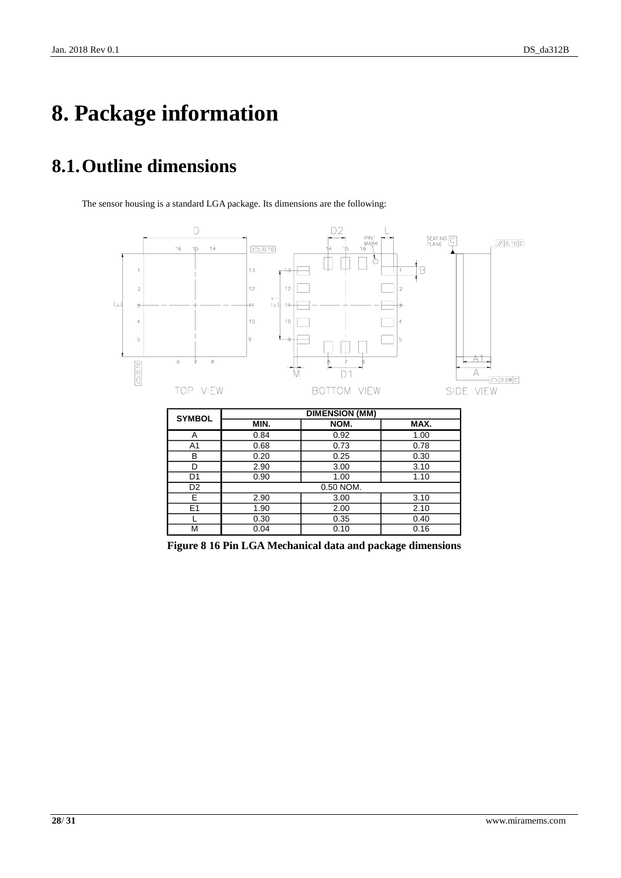# 8. Package information

## 8.1. Outline dimensions

The sensor housing is a standard LGA package. Its dimensions are the following:

| SYMBOL | DIMENSION (MM) | | |
|---|---|---|---|
| | MIN. | NOM. | MAX. |
| A | 0.84 | 0.92 | 1.00 |
| A1 | 0.68 | 0.73 | 0.78 |
| B | 0.20 | 0.25 | 0.30 |
| D | 2.90 | 3.00 | 3.10 |
| D1 | 0.90 | 1.00 | 1.10 |
| D2 | 0.50 NOM. | | |
| E | 2.90 | 3.00 | 3.10 |
| E1 | 1.90 | 2.00 | 2.10 |
| L | 0.30 | 0.35 | 0.40 |
| M | 0.04 | 0.10 | 0.16 |

**Figure 8 16 Pin LGA Mechanical data and package dimensions**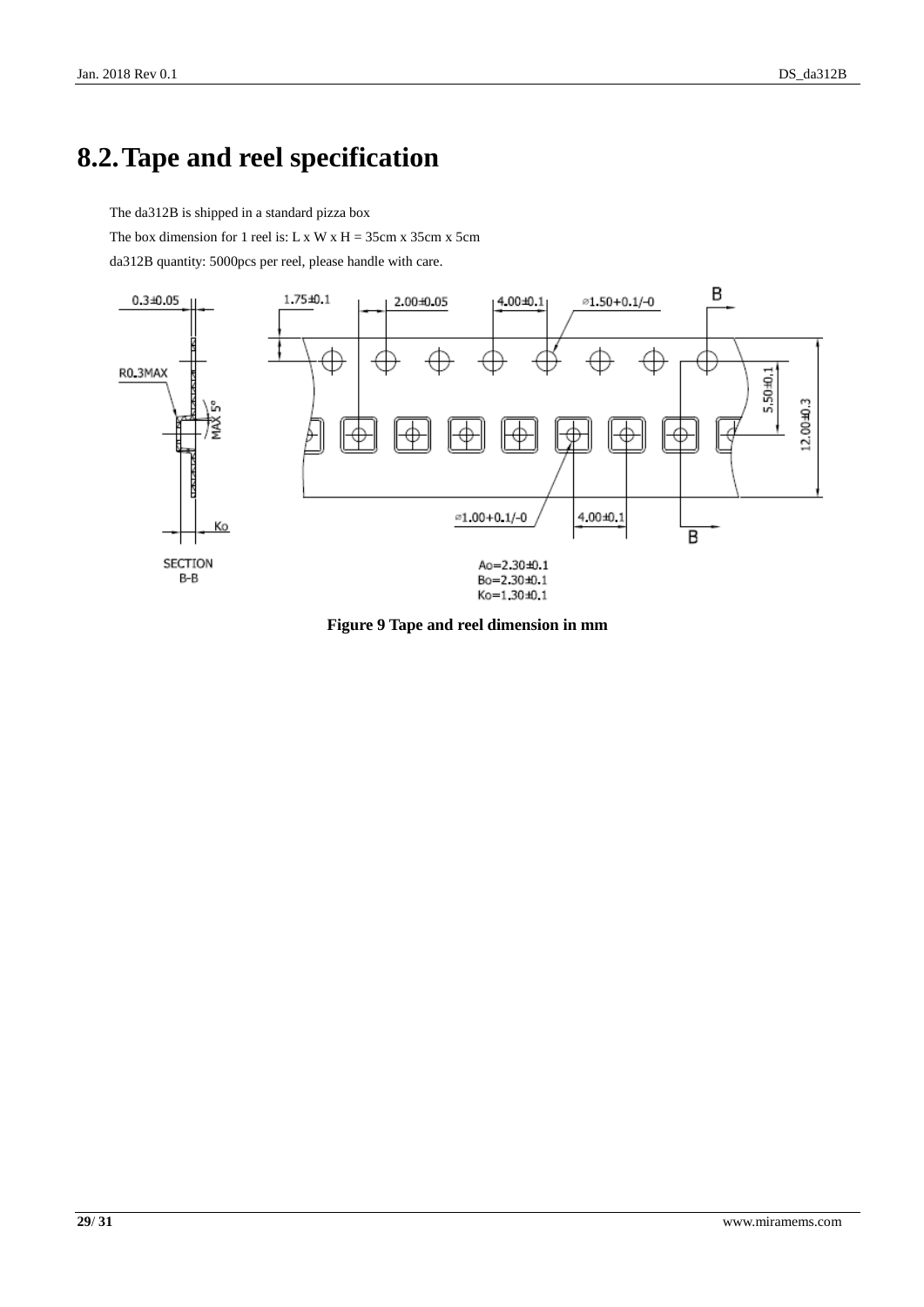# 8.2. Tape and reel specification

The da312B is shipped in a standard pizza box

The box dimension for 1 reel is: L x W x H = 35cm x 35cm x 5cm

da312B quantity: 5000pcs per reel, please handle with care.

**Figure 9 Tape and reel dimension in mm**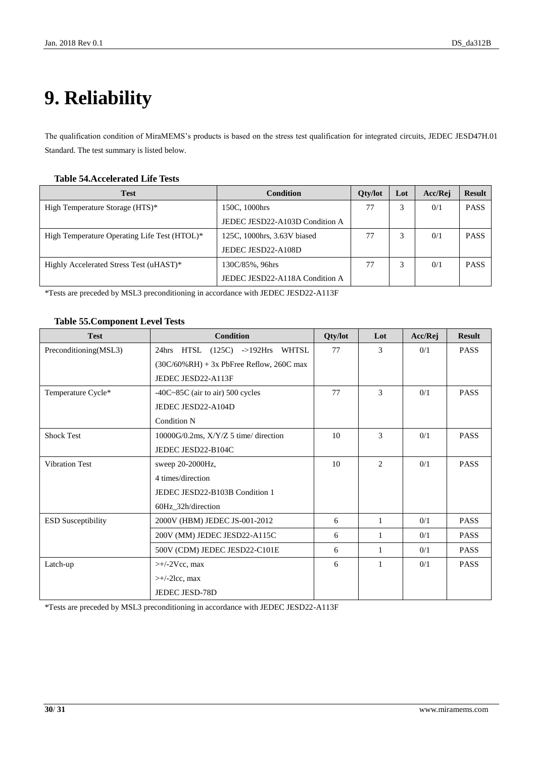# 9. Reliability

The qualification condition of MiraMEMS's products is based on the stress test qualification for integrated circuits, JEDEC JESD47H.01 Standard. The test summary is listed below.

**Table 54.Accelerated Life Tests**

| Test | Condition | Qty/lot | Lot | Acc/Rej | Result |
|---|---|---|---|---|---|
| High Temperature Storage (HTS)* | 150C, 1000hrs<br>JEDEC JESD22-A103D Condition A | 77 | 3 | 0/1 | PASS |
| High Temperature Operating Life Test (HTOL)* | 125C, 1000hrs, 3.63V biased<br>JEDEC JESD22-A108D | 77 | 3 | 0/1 | PASS |
| Highly Accelerated Stress Test (uHAST)* | 130C/85%, 96hrs<br>JEDEC JESD22-A118A Condition A | 77 | 3 | 0/1 | PASS |

*Tests are preceded by MSL3 preconditioning in accordance with JEDEC JESD22-A113F

**Table 55.Component Level Tests**

| Test | Condition | Qty/lot | Lot | Acc/Rej | Result |
|---|---|---|---|---|---|
| Preconditioning(MSL3) | 24hrs HTSL (125C) ->192Hrs WHTSL (30C/60%RH) + 3x PbFree Reflow, 260C max<br>JEDEC JESD22-A113F | 77 | 3 | 0/1 | PASS |
| Temperature Cycle* | -40C~85C (air to air) 500 cycles<br>JEDEC JESD22-A104D<br>Condition N | 77 | 3 | 0/1 | PASS |
| Shock Test | 10000G/0.2ms, X/Y/Z 5 time/ direction<br>JEDEC JESD22-B104C | 10 | 3 | 0/1 | PASS |
| Vibration Test | sweep 20-2000Hz,<br>4 times/direction<br>JEDEC JESD22-B103B Condition 1<br>60Hz_32h/direction | 10 | 2 | 0/1 | PASS |
| ESD Susceptibility | 2000V (HBM) JEDEC JS-001-2012 | 6 | 1 | 0/1 | PASS |
| | 200V (MM) JEDEC JESD22-A115C | 6 | 1 | 0/1 | PASS |
| | 500V (CDM) JEDEC JESD22-C101E | 6 | 1 | 0/1 | PASS |
| Latch-up | >+/-2Vcc, max<br>>+/-2Icc, max<br>JEDEC JESD-78D | 6 | 1 | 0/1 | PASS |

*Tests are preceded by MSL3 preconditioning in accordance with JEDEC JESD22-A113F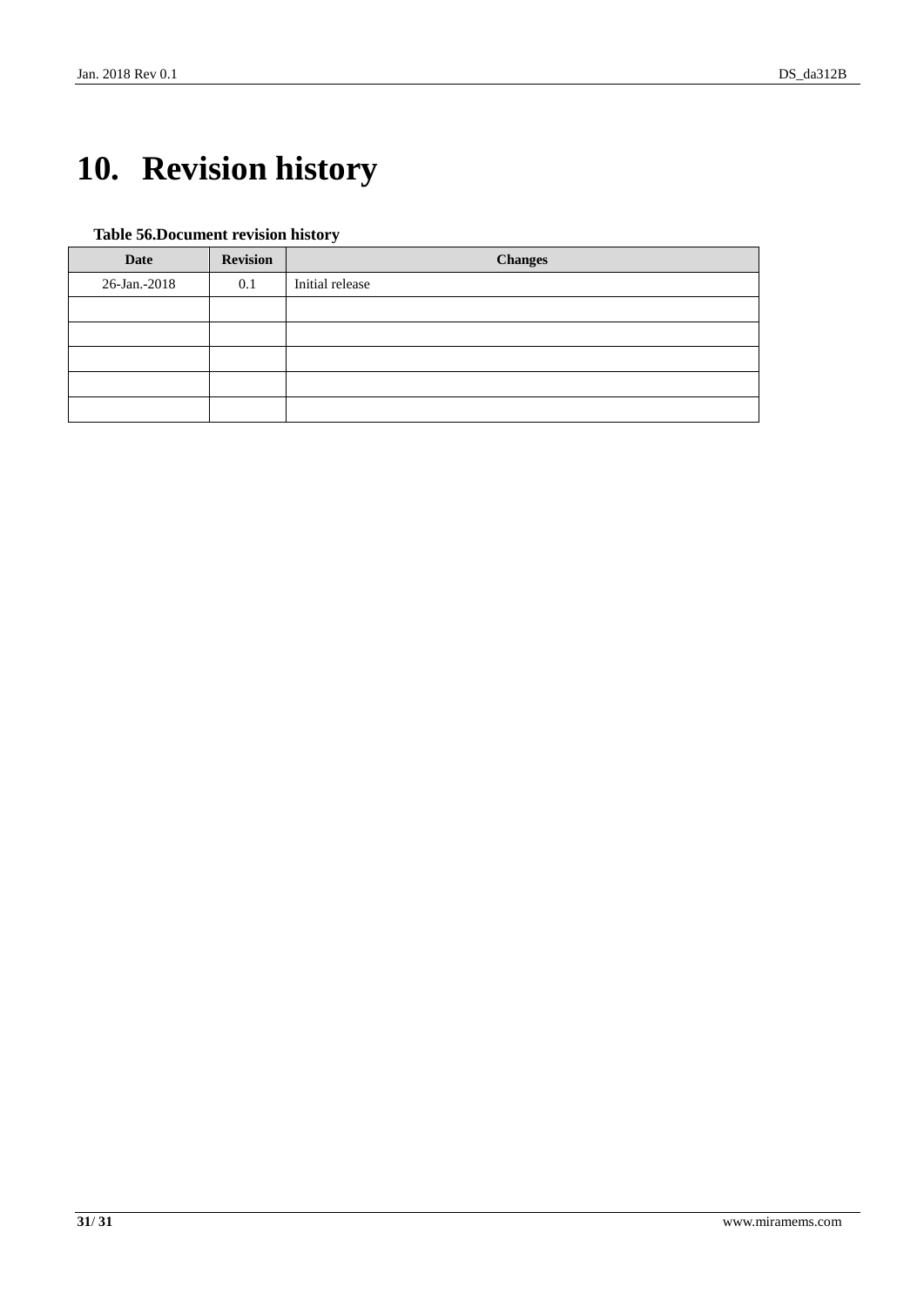# 10. Revision history

**Table 56.Document revision history**

| Date | Revision | Changes |
|---|---|---|
| 26-Jan.-2018 | 0.1 | Initial release |
| | | |
| | | |
| | | |
| | | |
| | | |